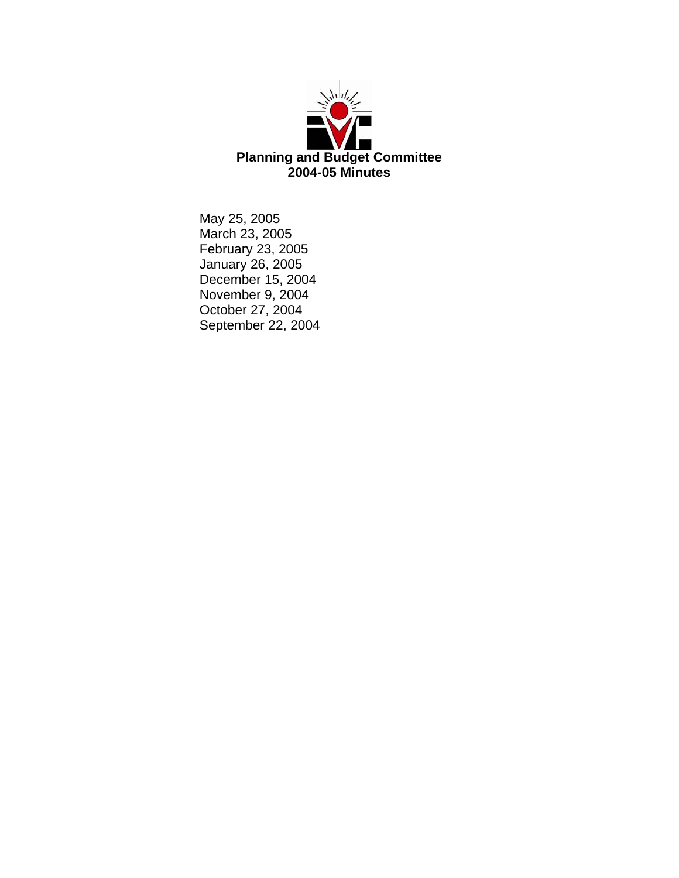# Planning and Budget Committee
## 2004-05 Minutes

May 25, 2005
March 23, 2005
February 23, 2005
January 26, 2005
December 15, 2004
November 9, 2004
October 27, 2004
September 22, 2004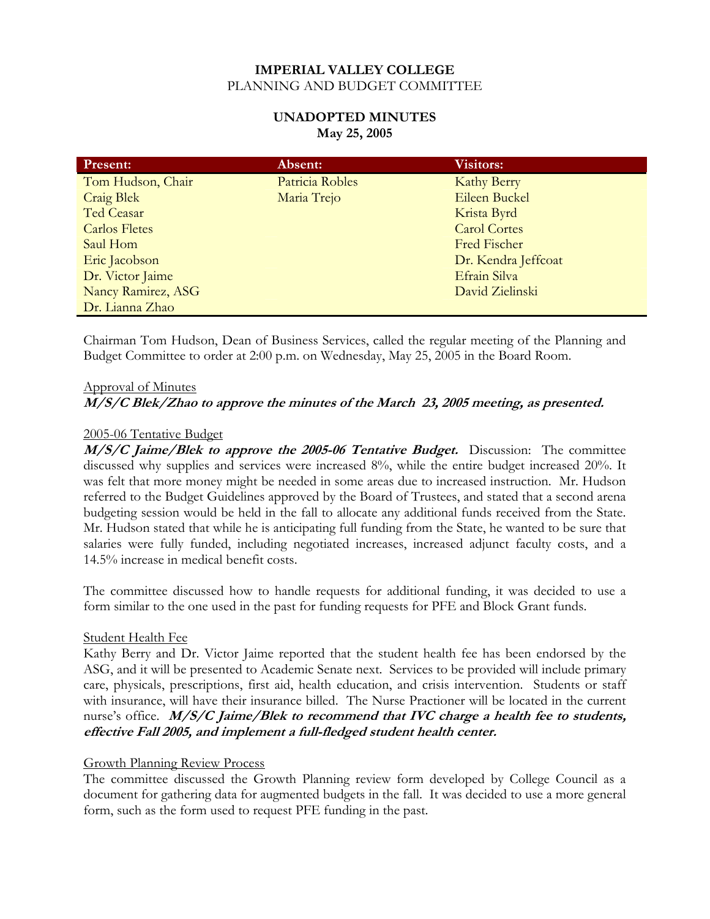**IMPERIAL VALLEY COLLEGE**
PLANNING AND BUDGET COMMITTEE

**UNADOPTED MINUTES**
**May 25, 2005**

| Present: | Absent: | Visitors: |
|---|---|---|
| Tom Hudson, Chair | Patricia Robles | Kathy Berry |
| Craig Blek | Maria Trejo | Eileen Buckel |
| Ted Ceasar | | Krista Byrd |
| Carlos Fletes | | Carol Cortes |
| Saul Hom | | Fred Fischer |
| Eric Jacobson | | Dr. Kendra Jeffcoat |
| Dr. Victor Jaime | | Efrain Silva |
| Nancy Ramirez, ASG | | David Zielinski |
| Dr. Lianna Zhao | | |

Chairman Tom Hudson, Dean of Business Services, called the regular meeting of the Planning and Budget Committee to order at 2:00 p.m. on Wednesday, May 25, 2005 in the Board Room.

Approval of Minutes
***M/S/C Blek/Zhao to approve the minutes of the March 23, 2005 meeting, as presented.***

2005-06 Tentative Budget
***M/S/C Jaime/Blek to approve the 2005-06 Tentative Budget.*** Discussion: The committee discussed why supplies and services were increased 8%, while the entire budget increased 20%. It was felt that more money might be needed in some areas due to increased instruction. Mr. Hudson referred to the Budget Guidelines approved by the Board of Trustees, and stated that a second arena budgeting session would be held in the fall to allocate any additional funds received from the State. Mr. Hudson stated that while he is anticipating full funding from the State, he wanted to be sure that salaries were fully funded, including negotiated increases, increased adjunct faculty costs, and a 14.5% increase in medical benefit costs.

The committee discussed how to handle requests for additional funding, it was decided to use a form similar to the one used in the past for funding requests for PFE and Block Grant funds.

Student Health Fee
Kathy Berry and Dr. Victor Jaime reported that the student health fee has been endorsed by the ASG, and it will be presented to Academic Senate next. Services to be provided will include primary care, physicals, prescriptions, first aid, health education, and crisis intervention. Students or staff with insurance, will have their insurance billed. The Nurse Practioner will be located in the current nurse's office. ***M/S/C Jaime/Blek to recommend that IVC charge a health fee to students, effective Fall 2005, and implement a full-fledged student health center.***

Growth Planning Review Process
The committee discussed the Growth Planning review form developed by College Council as a document for gathering data for augmented budgets in the fall. It was decided to use a more general form, such as the form used to request PFE funding in the past.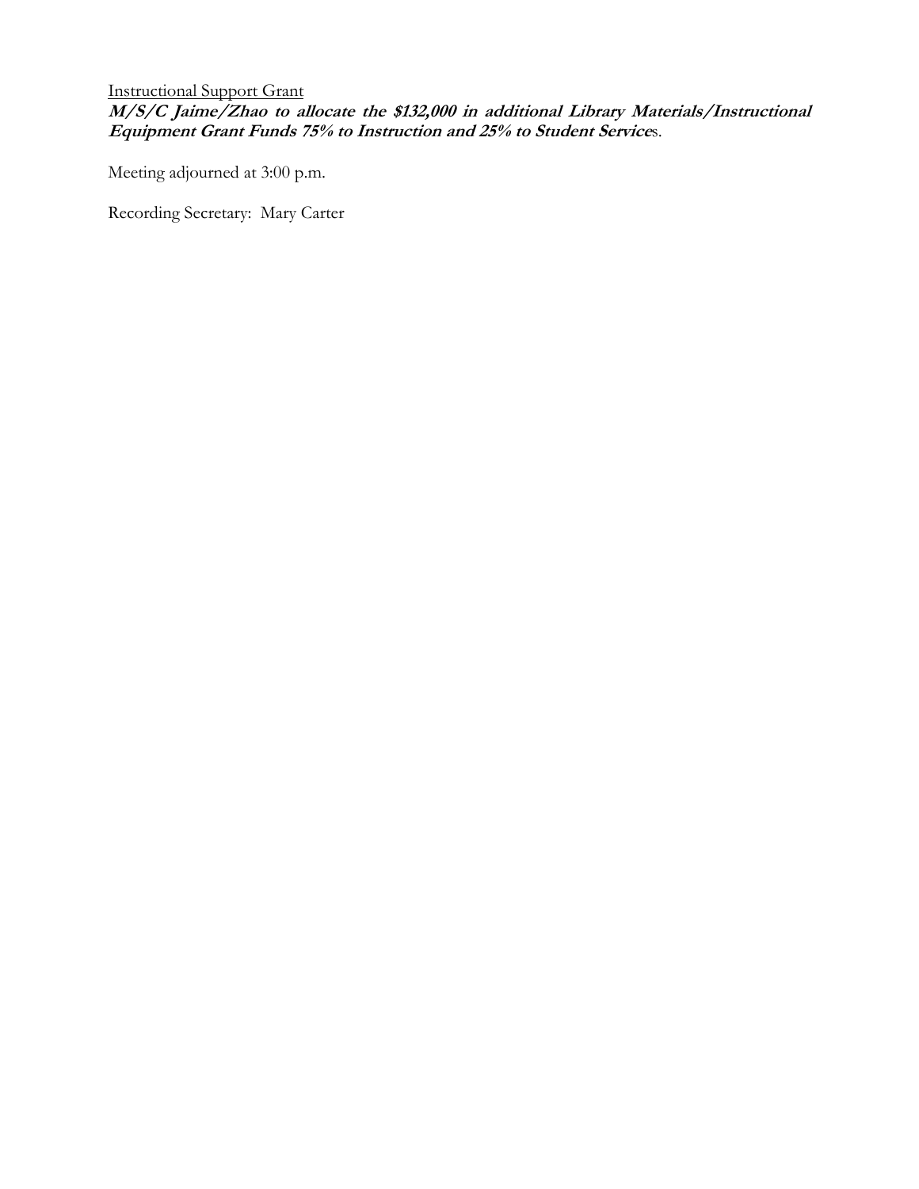<u>Instructional Support Grant</u>

***M/S/C Jaime/Zhao to allocate the $132,000 in additional Library Materials/Instructional Equipment Grant Funds 75% to Instruction and 25% to Student Service*s.**

Meeting adjourned at 3:00 p.m.

Recording Secretary: Mary Carter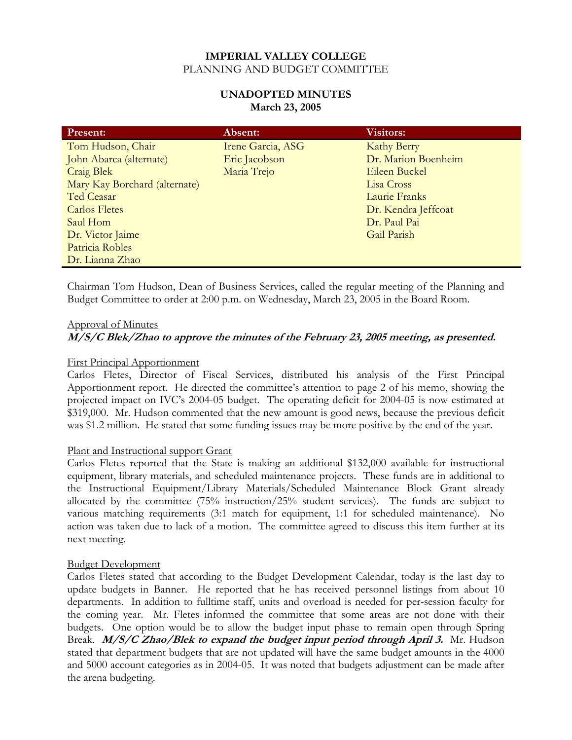# IMPERIAL VALLEY COLLEGE
## PLANNING AND BUDGET COMMITTEE

### UNADOPTED MINUTES
### March 23, 2005

| Present: | Absent: | Visitors: |
|---|---|---|
| Tom Hudson, Chair | Irene Garcia, ASG | Kathy Berry |
| John Abarca (alternate) | Eric Jacobson | Dr. Marion Boenheim |
| Craig Blek | Maria Trejo | Eileen Buckel |
| Mary Kay Borchard (alternate) | | Lisa Cross |
| Ted Ceasar | | Laurie Franks |
| Carlos Fletes | | Dr. Kendra Jeffcoat |
| Saul Hom | | Dr. Paul Pai |
| Dr. Victor Jaime | | Gail Parish |
| Patricia Robles | | |
| Dr. Lianna Zhao | | |

Chairman Tom Hudson, Dean of Business Services, called the regular meeting of the Planning and Budget Committee to order at 2:00 p.m. on Wednesday, March 23, 2005 in the Board Room.

Approval of Minutes

***M/S/C Blek/Zhao to approve the minutes of the February 23, 2005 meeting, as presented.***

First Principal Apportionment

Carlos Fletes, Director of Fiscal Services, distributed his analysis of the First Principal Apportionment report. He directed the committee's attention to page 2 of his memo, showing the projected impact on IVC's 2004-05 budget. The operating deficit for 2004-05 is now estimated at $319,000. Mr. Hudson commented that the new amount is good news, because the previous deficit was $1.2 million. He stated that some funding issues may be more positive by the end of the year.

Plant and Instructional support Grant

Carlos Fletes reported that the State is making an additional $132,000 available for instructional equipment, library materials, and scheduled maintenance projects. These funds are in additional to the Instructional Equipment/Library Materials/Scheduled Maintenance Block Grant already allocated by the committee (75% instruction/25% student services). The funds are subject to various matching requirements (3:1 match for equipment, 1:1 for scheduled maintenance). No action was taken due to lack of a motion. The committee agreed to discuss this item further at its next meeting.

Budget Development

Carlos Fletes stated that according to the Budget Development Calendar, today is the last day to update budgets in Banner. He reported that he has received personnel listings from about 10 departments. In addition to fulltime staff, units and overload is needed for per-session faculty for the coming year. Mr. Fletes informed the committee that some areas are not done with their budgets. One option would be to allow the budget input phase to remain open through Spring Break. ***M/S/C Zhao/Blek to expand the budget input period through April 3.*** Mr. Hudson stated that department budgets that are not updated will have the same budget amounts in the 4000 and 5000 account categories as in 2004-05. It was noted that budgets adjustment can be made after the arena budgeting.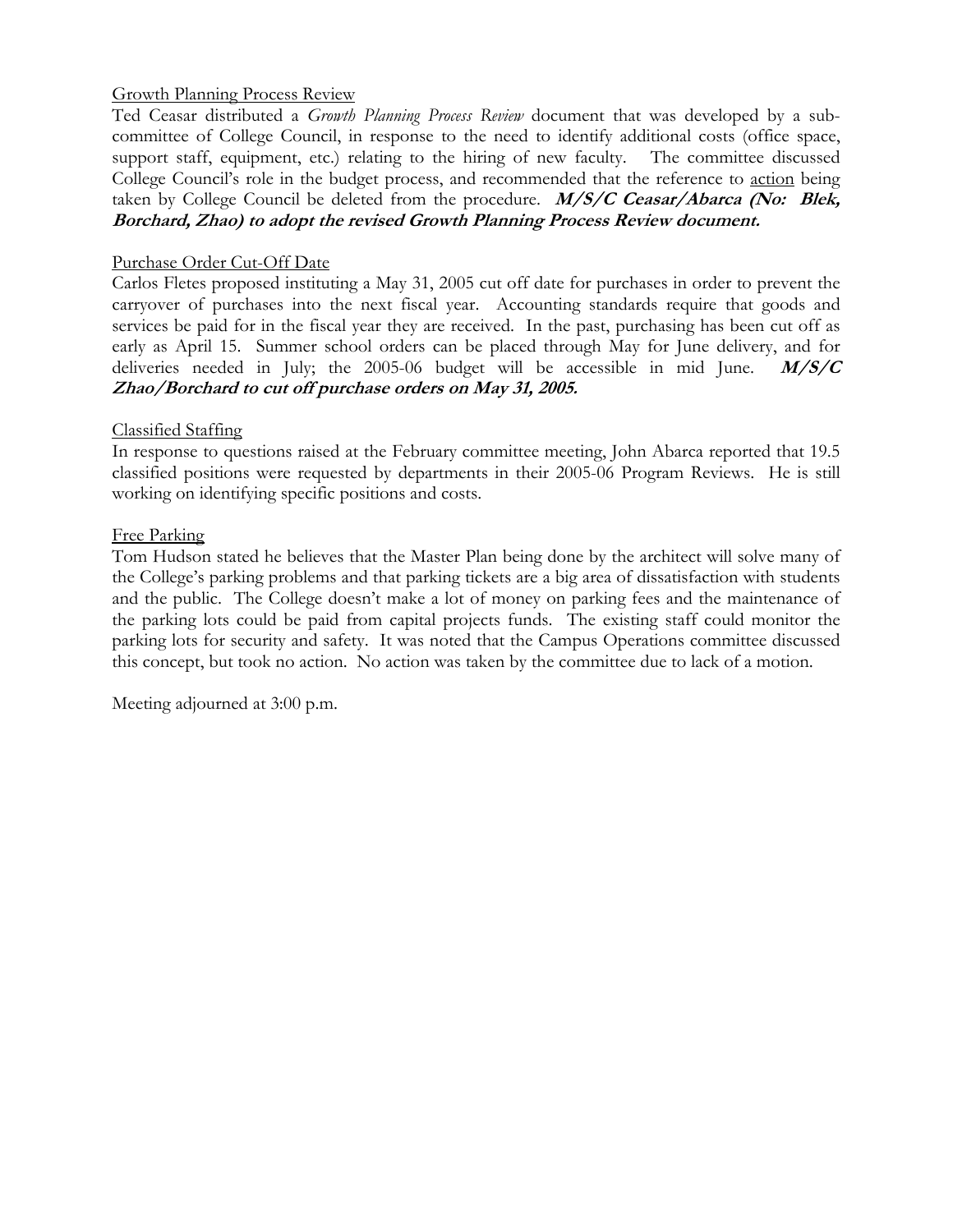Growth Planning Process Review

Ted Ceasar distributed a *Growth Planning Process Review* document that was developed by a sub-committee of College Council, in response to the need to identify additional costs (office space, support staff, equipment, etc.) relating to the hiring of new faculty. The committee discussed College Council's role in the budget process, and recommended that the reference to action being taken by College Council be deleted from the procedure. ***M/S/C Ceasar/Abarca (No: Blek, Borchard, Zhao) to adopt the revised Growth Planning Process Review document.***

Purchase Order Cut-Off Date

Carlos Fletes proposed instituting a May 31, 2005 cut off date for purchases in order to prevent the carryover of purchases into the next fiscal year. Accounting standards require that goods and services be paid for in the fiscal year they are received. In the past, purchasing has been cut off as early as April 15. Summer school orders can be placed through May for June delivery, and for deliveries needed in July; the 2005-06 budget will be accessible in mid June. ***M/S/C Zhao/Borchard to cut off purchase orders on May 31, 2005.***

Classified Staffing

In response to questions raised at the February committee meeting, John Abarca reported that 19.5 classified positions were requested by departments in their 2005-06 Program Reviews. He is still working on identifying specific positions and costs.

Free Parking

Tom Hudson stated he believes that the Master Plan being done by the architect will solve many of the College's parking problems and that parking tickets are a big area of dissatisfaction with students and the public. The College doesn't make a lot of money on parking fees and the maintenance of the parking lots could be paid from capital projects funds. The existing staff could monitor the parking lots for security and safety. It was noted that the Campus Operations committee discussed this concept, but took no action. No action was taken by the committee due to lack of a motion.

Meeting adjourned at 3:00 p.m.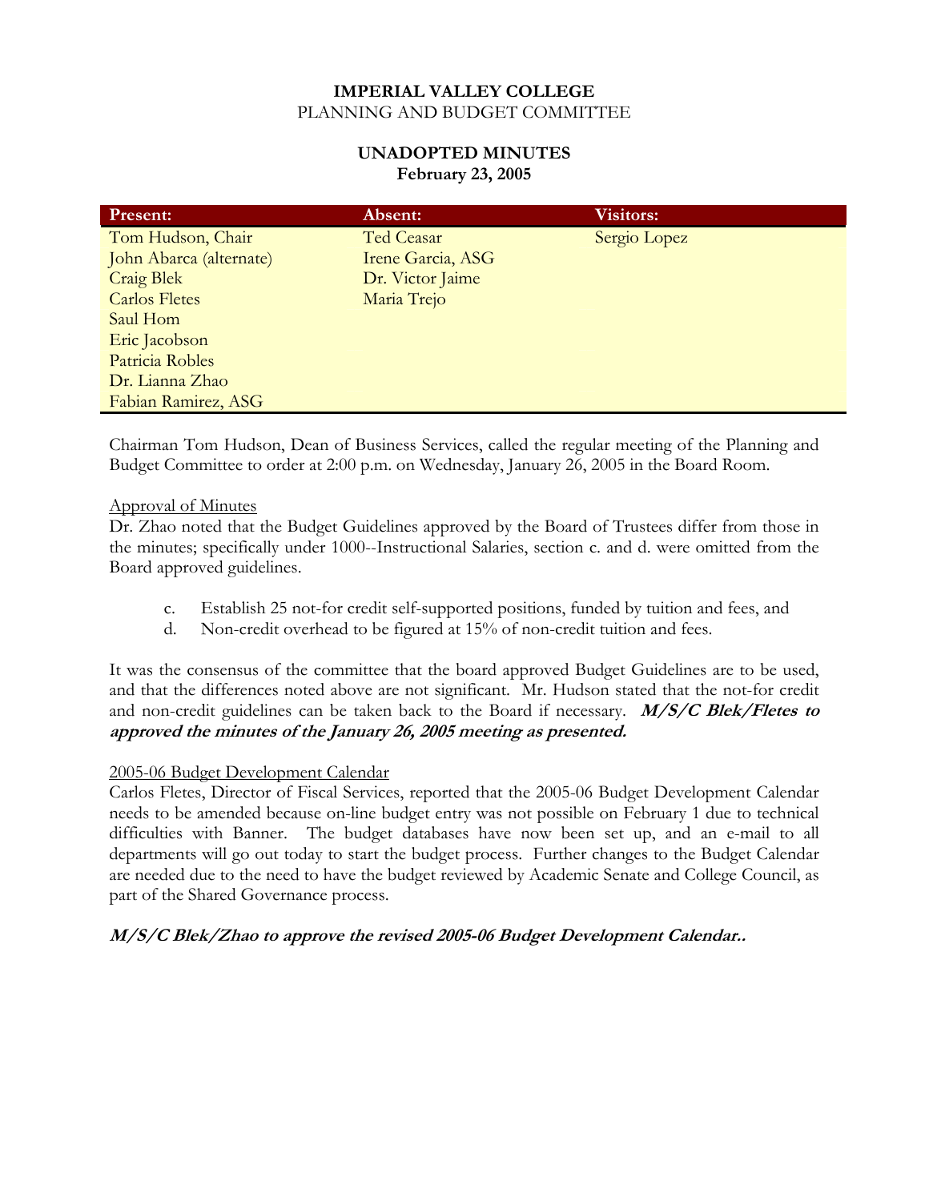# IMPERIAL VALLEY COLLEGE
PLANNING AND BUDGET COMMITTEE

## UNADOPTED MINUTES
**February 23, 2005**

| Present: | Absent: | Visitors: |
|---|---|---|
| Tom Hudson, Chair | Ted Ceasar | Sergio Lopez |
| John Abarca (alternate) | Irene Garcia, ASG | |
| Craig Blek | Dr. Victor Jaime | |
| Carlos Fletes | Maria Trejo | |
| Saul Hom | | |
| Eric Jacobson | | |
| Patricia Robles | | |
| Dr. Lianna Zhao | | |
| Fabian Ramirez, ASG | | |

Chairman Tom Hudson, Dean of Business Services, called the regular meeting of the Planning and Budget Committee to order at 2:00 p.m. on Wednesday, January 26, 2005 in the Board Room.

Approval of Minutes
Dr. Zhao noted that the Budget Guidelines approved by the Board of Trustees differ from those in the minutes; specifically under 1000--Instructional Salaries, section c. and d. were omitted from the Board approved guidelines.

c. Establish 25 not-for credit self-supported positions, funded by tuition and fees, and
d. Non-credit overhead to be figured at 15% of non-credit tuition and fees.

It was the consensus of the committee that the board approved Budget Guidelines are to be used, and that the differences noted above are not significant. Mr. Hudson stated that the not-for credit and non-credit guidelines can be taken back to the Board if necessary. ***M/S/C Blek/Fletes to approved the minutes of the January 26, 2005 meeting as presented.***

2005-06 Budget Development Calendar
Carlos Fletes, Director of Fiscal Services, reported that the 2005-06 Budget Development Calendar needs to be amended because on-line budget entry was not possible on February 1 due to technical difficulties with Banner. The budget databases have now been set up, and an e-mail to all departments will go out today to start the budget process. Further changes to the Budget Calendar are needed due to the need to have the budget reviewed by Academic Senate and College Council, as part of the Shared Governance process.

***M/S/C Blek/Zhao to approve the revised 2005-06 Budget Development Calendar..***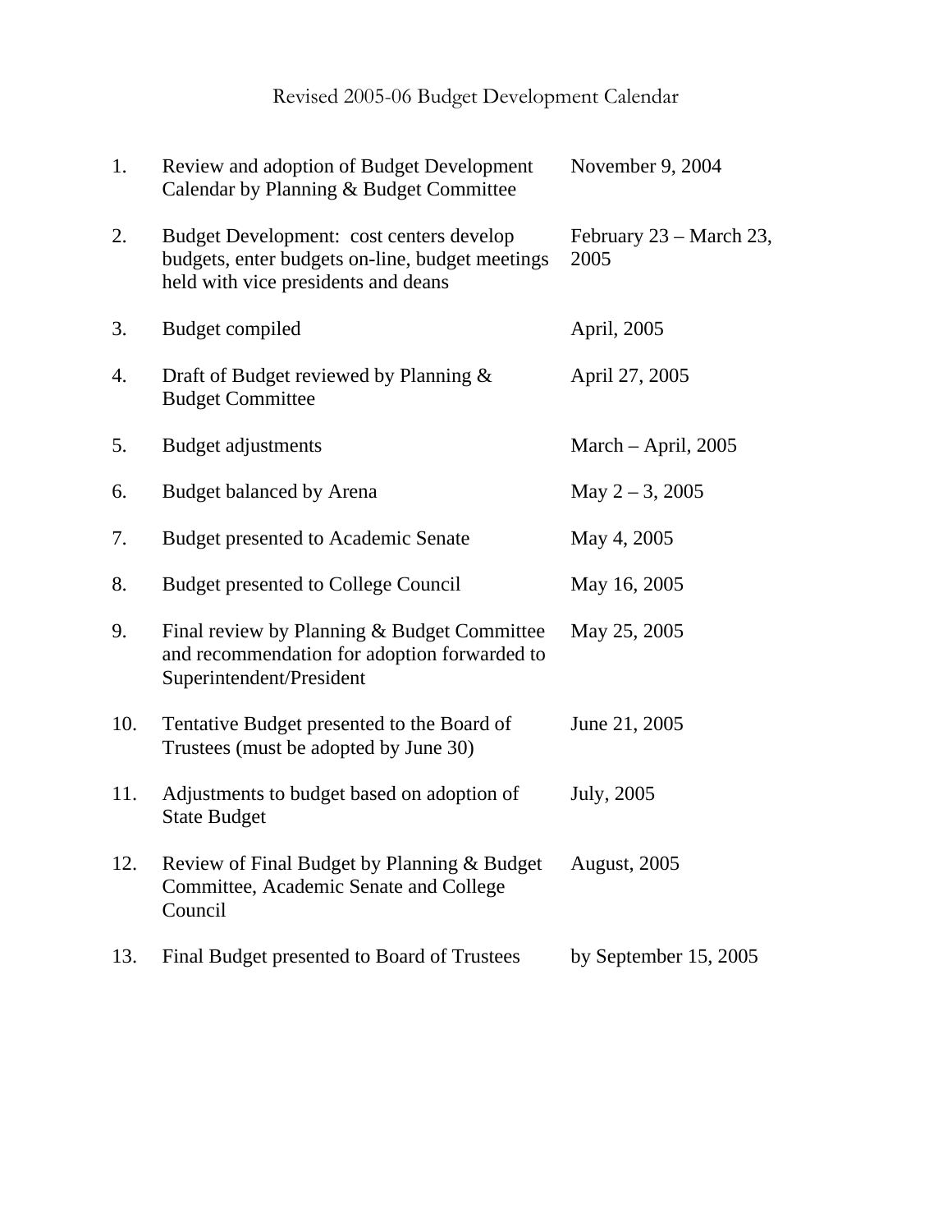# Revised 2005-06 Budget Development Calendar

| | | |
|---|---|---|
| 1. | Review and adoption of Budget Development Calendar by Planning & Budget Committee | November 9, 2004 |
| 2. | Budget Development: cost centers develop budgets, enter budgets on-line, budget meetings held with vice presidents and deans | February 23 – March 23, 2005 |
| 3. | Budget compiled | April, 2005 |
| 4. | Draft of Budget reviewed by Planning & Budget Committee | April 27, 2005 |
| 5. | Budget adjustments | March – April, 2005 |
| 6. | Budget balanced by Arena | May 2 – 3, 2005 |
| 7. | Budget presented to Academic Senate | May 4, 2005 |
| 8. | Budget presented to College Council | May 16, 2005 |
| 9. | Final review by Planning & Budget Committee and recommendation for adoption forwarded to Superintendent/President | May 25, 2005 |
| 10. | Tentative Budget presented to the Board of Trustees (must be adopted by June 30) | June 21, 2005 |
| 11. | Adjustments to budget based on adoption of State Budget | July, 2005 |
| 12. | Review of Final Budget by Planning & Budget Committee, Academic Senate and College Council | August, 2005 |
| 13. | Final Budget presented to Board of Trustees | by September 15, 2005 |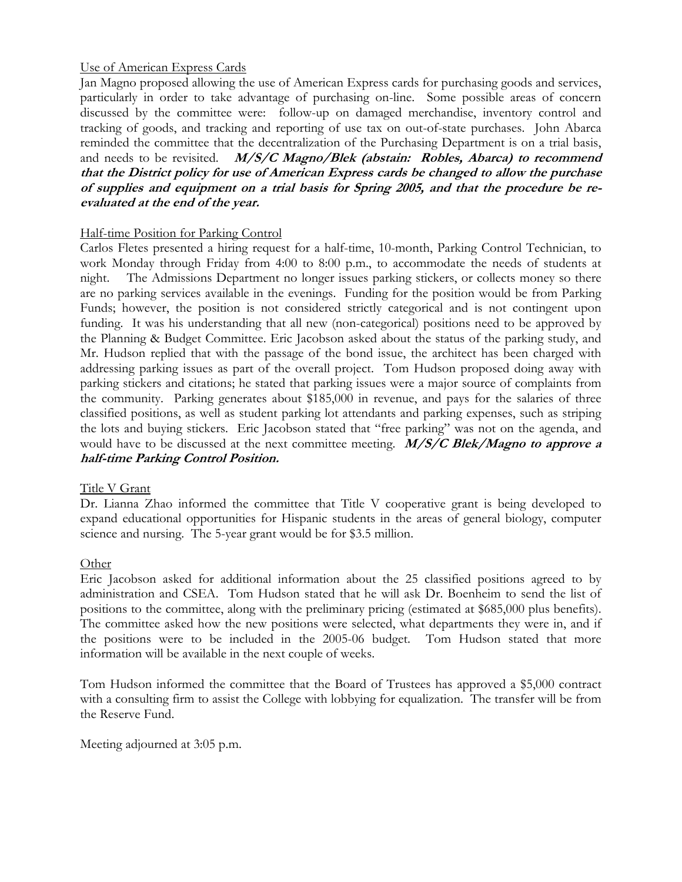Use of American Express Cards

Jan Magno proposed allowing the use of American Express cards for purchasing goods and services, particularly in order to take advantage of purchasing on-line. Some possible areas of concern discussed by the committee were: follow-up on damaged merchandise, inventory control and tracking of goods, and tracking and reporting of use tax on out-of-state purchases. John Abarca reminded the committee that the decentralization of the Purchasing Department is on a trial basis, and needs to be revisited. ***M/S/C Magno/Blek (abstain: Robles, Abarca) to recommend that the District policy for use of American Express cards be changed to allow the purchase of supplies and equipment on a trial basis for Spring 2005, and that the procedure be re-evaluated at the end of the year.***

Half-time Position for Parking Control

Carlos Fletes presented a hiring request for a half-time, 10-month, Parking Control Technician, to work Monday through Friday from 4:00 to 8:00 p.m., to accommodate the needs of students at night. The Admissions Department no longer issues parking stickers, or collects money so there are no parking services available in the evenings. Funding for the position would be from Parking Funds; however, the position is not considered strictly categorical and is not contingent upon funding. It was his understanding that all new (non-categorical) positions need to be approved by the Planning & Budget Committee. Eric Jacobson asked about the status of the parking study, and Mr. Hudson replied that with the passage of the bond issue, the architect has been charged with addressing parking issues as part of the overall project. Tom Hudson proposed doing away with parking stickers and citations; he stated that parking issues were a major source of complaints from the community. Parking generates about $185,000 in revenue, and pays for the salaries of three classified positions, as well as student parking lot attendants and parking expenses, such as striping the lots and buying stickers. Eric Jacobson stated that "free parking" was not on the agenda, and would have to be discussed at the next committee meeting. ***M/S/C Blek/Magno to approve a half-time Parking Control Position.***

Title V Grant

Dr. Lianna Zhao informed the committee that Title V cooperative grant is being developed to expand educational opportunities for Hispanic students in the areas of general biology, computer science and nursing. The 5-year grant would be for $3.5 million.

Other

Eric Jacobson asked for additional information about the 25 classified positions agreed to by administration and CSEA. Tom Hudson stated that he will ask Dr. Boenheim to send the list of positions to the committee, along with the preliminary pricing (estimated at $685,000 plus benefits). The committee asked how the new positions were selected, what departments they were in, and if the positions were to be included in the 2005-06 budget. Tom Hudson stated that more information will be available in the next couple of weeks.

Tom Hudson informed the committee that the Board of Trustees has approved a $5,000 contract with a consulting firm to assist the College with lobbying for equalization. The transfer will be from the Reserve Fund.

Meeting adjourned at 3:05 p.m.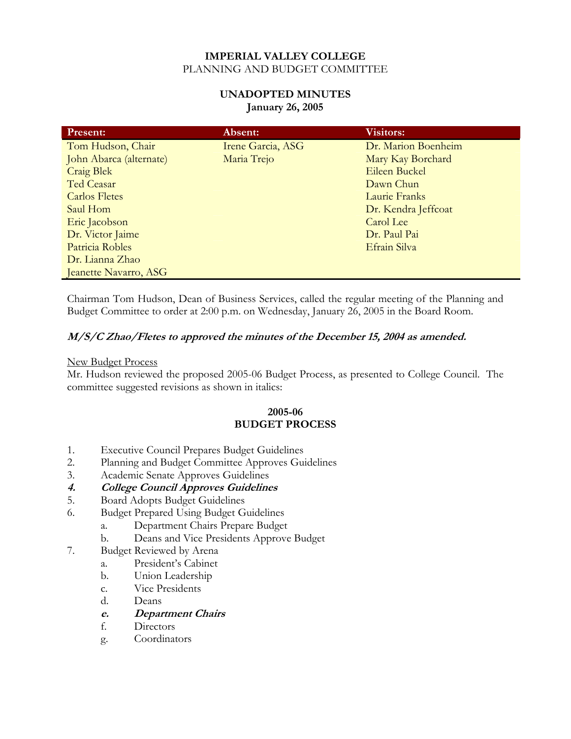**IMPERIAL VALLEY COLLEGE**
PLANNING AND BUDGET COMMITTEE

**UNADOPTED MINUTES**
**January 26, 2005**

| Present: | Absent: | Visitors: |
|---|---|---|
| Tom Hudson, Chair | Irene Garcia, ASG | Dr. Marion Boenheim |
| John Abarca (alternate) | Maria Trejo | Mary Kay Borchard |
| Craig Blek | | Eileen Buckel |
| Ted Ceasar | | Dawn Chun |
| Carlos Fletes | | Laurie Franks |
| Saul Hom | | Dr. Kendra Jeffcoat |
| Eric Jacobson | | Carol Lee |
| Dr. Victor Jaime | | Dr. Paul Pai |
| Patricia Robles | | Efrain Silva |
| Dr. Lianna Zhao | | |
| Jeanette Navarro, ASG | | |

Chairman Tom Hudson, Dean of Business Services, called the regular meeting of the Planning and Budget Committee to order at 2:00 p.m. on Wednesday, January 26, 2005 in the Board Room.

***M/S/C Zhao/Fletes to approved the minutes of the December 15, 2004 as amended.***

New Budget Process
Mr. Hudson reviewed the proposed 2005-06 Budget Process, as presented to College Council. The committee suggested revisions as shown in italics:

**2005-06**
**BUDGET PROCESS**

1. Executive Council Prepares Budget Guidelines
2. Planning and Budget Committee Approves Guidelines
3. Academic Senate Approves Guidelines
4. ***College Council Approves Guidelines***
5. Board Adopts Budget Guidelines
6. Budget Prepared Using Budget Guidelines
   a. Department Chairs Prepare Budget
   b. Deans and Vice Presidents Approve Budget
7. Budget Reviewed by Arena
   a. President's Cabinet
   b. Union Leadership
   c. Vice Presidents
   d. Deans
   e. ***Department Chairs***
   f. Directors
   g. Coordinators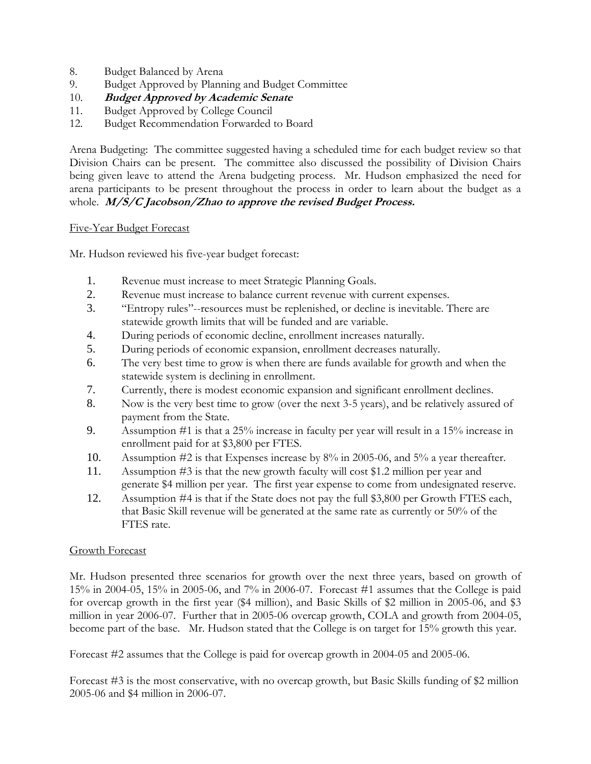8. Budget Balanced by Arena
9. Budget Approved by Planning and Budget Committee
10. ***Budget Approved by Academic Senate***
11. Budget Approved by College Council
12. Budget Recommendation Forwarded to Board

Arena Budgeting: The committee suggested having a scheduled time for each budget review so that Division Chairs can be present. The committee also discussed the possibility of Division Chairs being given leave to attend the Arena budgeting process. Mr. Hudson emphasized the need for arena participants to be present throughout the process in order to learn about the budget as a whole. ***M/S/C Jacobson/Zhao to approve the revised Budget Process.***

<u>Five-Year Budget Forecast</u>

Mr. Hudson reviewed his five-year budget forecast:

1. Revenue must increase to meet Strategic Planning Goals.
2. Revenue must increase to balance current revenue with current expenses.
3. "Entropy rules"--resources must be replenished, or decline is inevitable. There are statewide growth limits that will be funded and are variable.
4. During periods of economic decline, enrollment increases naturally.
5. During periods of economic expansion, enrollment decreases naturally.
6. The very best time to grow is when there are funds available for growth and when the statewide system is declining in enrollment.
7. Currently, there is modest economic expansion and significant enrollment declines.
8. Now is the very best time to grow (over the next 3-5 years), and be relatively assured of payment from the State.
9. Assumption #1 is that a 25% increase in faculty per year will result in a 15% increase in enrollment paid for at $3,800 per FTES.
10. Assumption #2 is that Expenses increase by 8% in 2005-06, and 5% a year thereafter.
11. Assumption #3 is that the new growth faculty will cost $1.2 million per year and generate $4 million per year. The first year expense to come from undesignated reserve.
12. Assumption #4 is that if the State does not pay the full $3,800 per Growth FTES each, that Basic Skill revenue will be generated at the same rate as currently or 50% of the FTES rate.

<u>Growth Forecast</u>

Mr. Hudson presented three scenarios for growth over the next three years, based on growth of 15% in 2004-05, 15% in 2005-06, and 7% in 2006-07. Forecast #1 assumes that the College is paid for overcap growth in the first year ($4 million), and Basic Skills of $2 million in 2005-06, and $3 million in year 2006-07. Further that in 2005-06 overcap growth, COLA and growth from 2004-05, become part of the base. Mr. Hudson stated that the College is on target for 15% growth this year.

Forecast #2 assumes that the College is paid for overcap growth in 2004-05 and 2005-06.

Forecast #3 is the most conservative, with no overcap growth, but Basic Skills funding of $2 million 2005-06 and $4 million in 2006-07.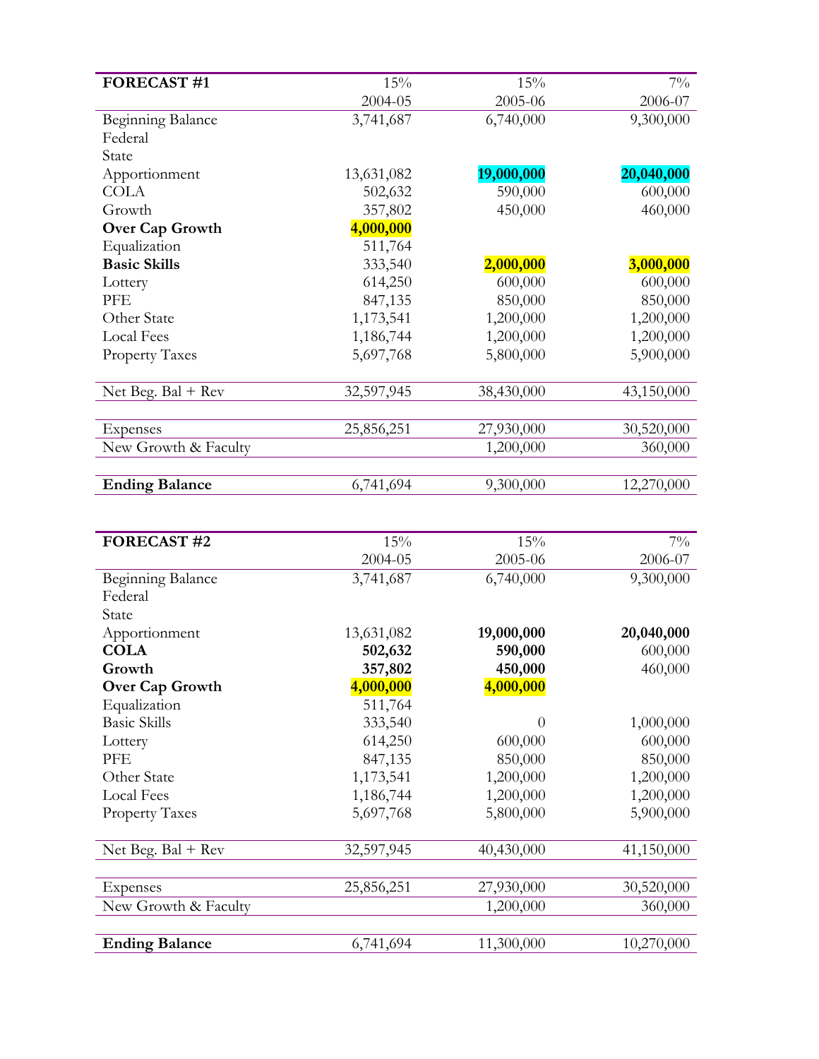| **FORECAST #1** | 15% | 15% | 7% |
|---|---|---|---|
| | 2004-05 | 2005-06 | 2006-07 |
| Beginning Balance | 3,741,687 | 6,740,000 | 9,300,000 |
| Federal | | | |
| State | | | |
| Apportionment | 13,631,082 | **19,000,000** | **20,040,000** |
| COLA | 502,632 | 590,000 | 600,000 |
| Growth | 357,802 | 450,000 | 460,000 |
| **Over Cap Growth** | **4,000,000** | | |
| Equalization | 511,764 | | |
| **Basic Skills** | 333,540 | **2,000,000** | **3,000,000** |
| Lottery | 614,250 | 600,000 | 600,000 |
| PFE | 847,135 | 850,000 | 850,000 |
| Other State | 1,173,541 | 1,200,000 | 1,200,000 |
| Local Fees | 1,186,744 | 1,200,000 | 1,200,000 |
| Property Taxes | 5,697,768 | 5,800,000 | 5,900,000 |
| Net Beg. Bal + Rev | 32,597,945 | 38,430,000 | 43,150,000 |
| Expenses | 25,856,251 | 27,930,000 | 30,520,000 |
| New Growth & Faculty | | 1,200,000 | 360,000 |
| **Ending Balance** | 6,741,694 | 9,300,000 | 12,270,000 |

| **FORECAST #2** | 15% | 15% | 7% |
|---|---|---|---|
| | 2004-05 | 2005-06 | 2006-07 |
| Beginning Balance | 3,741,687 | 6,740,000 | 9,300,000 |
| Federal | | | |
| State | | | |
| Apportionment | 13,631,082 | **19,000,000** | **20,040,000** |
| **COLA** | **502,632** | **590,000** | 600,000 |
| **Growth** | **357,802** | **450,000** | 460,000 |
| **Over Cap Growth** | **4,000,000** | **4,000,000** | |
| Equalization | 511,764 | | |
| Basic Skills | 333,540 | 0 | 1,000,000 |
| Lottery | 614,250 | 600,000 | 600,000 |
| PFE | 847,135 | 850,000 | 850,000 |
| Other State | 1,173,541 | 1,200,000 | 1,200,000 |
| Local Fees | 1,186,744 | 1,200,000 | 1,200,000 |
| Property Taxes | 5,697,768 | 5,800,000 | 5,900,000 |
| Net Beg. Bal + Rev | 32,597,945 | 40,430,000 | 41,150,000 |
| Expenses | 25,856,251 | 27,930,000 | 30,520,000 |
| New Growth & Faculty | | 1,200,000 | 360,000 |
| **Ending Balance** | 6,741,694 | 11,300,000 | 10,270,000 |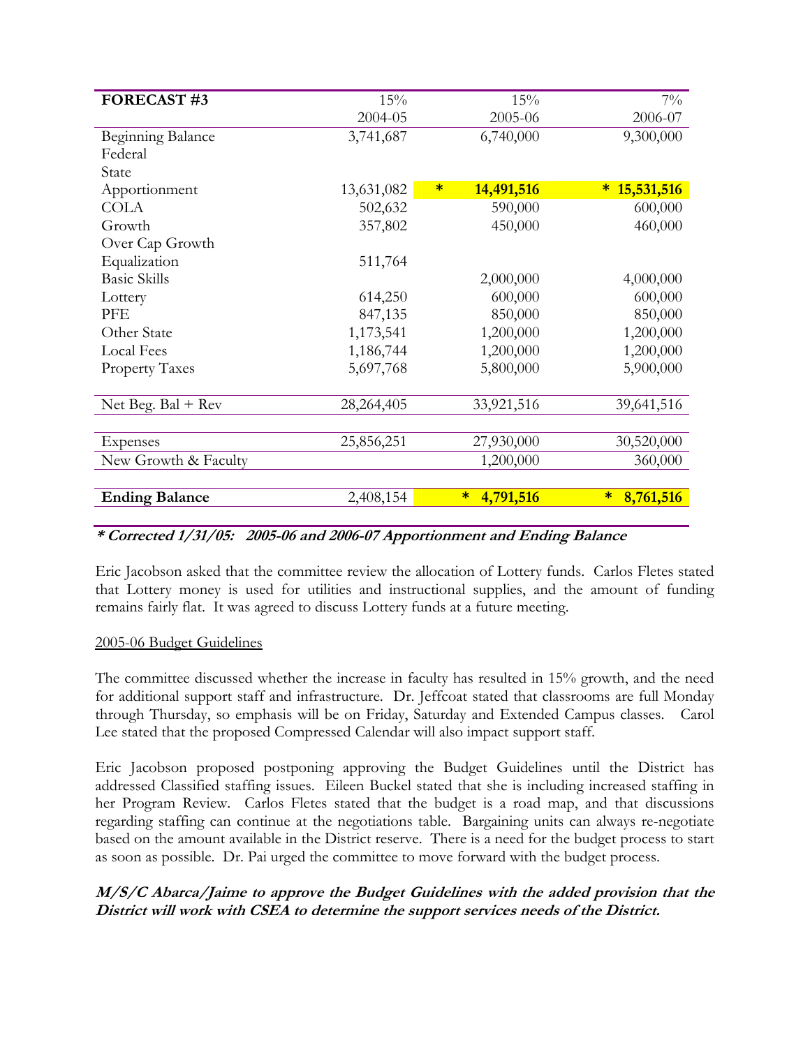| FORECAST #3 | 15% | 15% | 7% |
|---|---|---|---|
| | 2004-05 | 2005-06 | 2006-07 |
| Beginning Balance | 3,741,687 | 6,740,000 | 9,300,000 |
| Federal | | | |
| State | | | |
| Apportionment | 13,631,082 | * **14,491,516** | * **15,531,516** |
| COLA | 502,632 | 590,000 | 600,000 |
| Growth | 357,802 | 450,000 | 460,000 |
| Over Cap Growth | | | |
| Equalization | 511,764 | | |
| Basic Skills | | 2,000,000 | 4,000,000 |
| Lottery | 614,250 | 600,000 | 600,000 |
| PFE | 847,135 | 850,000 | 850,000 |
| Other State | 1,173,541 | 1,200,000 | 1,200,000 |
| Local Fees | 1,186,744 | 1,200,000 | 1,200,000 |
| Property Taxes | 5,697,768 | 5,800,000 | 5,900,000 |
| | | | |
| Net Beg. Bal + Rev | 28,264,405 | 33,921,516 | 39,641,516 |
| | | | |
| Expenses | 25,856,251 | 27,930,000 | 30,520,000 |
| New Growth & Faculty | | 1,200,000 | 360,000 |
| | | | |
| **Ending Balance** | 2,408,154 | * **4,791,516** | * **8,761,516** |

***\* Corrected 1/31/05: 2005-06 and 2006-07 Apportionment and Ending Balance***

Eric Jacobson asked that the committee review the allocation of Lottery funds. Carlos Fletes stated that Lottery money is used for utilities and instructional supplies, and the amount of funding remains fairly flat. It was agreed to discuss Lottery funds at a future meeting.

<u>2005-06 Budget Guidelines</u>

The committee discussed whether the increase in faculty has resulted in 15% growth, and the need for additional support staff and infrastructure. Dr. Jeffcoat stated that classrooms are full Monday through Thursday, so emphasis will be on Friday, Saturday and Extended Campus classes. Carol Lee stated that the proposed Compressed Calendar will also impact support staff.

Eric Jacobson proposed postponing approving the Budget Guidelines until the District has addressed Classified staffing issues. Eileen Buckel stated that she is including increased staffing in her Program Review. Carlos Fletes stated that the budget is a road map, and that discussions regarding staffing can continue at the negotiations table. Bargaining units can always re-negotiate based on the amount available in the District reserve. There is a need for the budget process to start as soon as possible. Dr. Pai urged the committee to move forward with the budget process.

***M/S/C Abarca/Jaime to approve the Budget Guidelines with the added provision that the District will work with CSEA to determine the support services needs of the District.***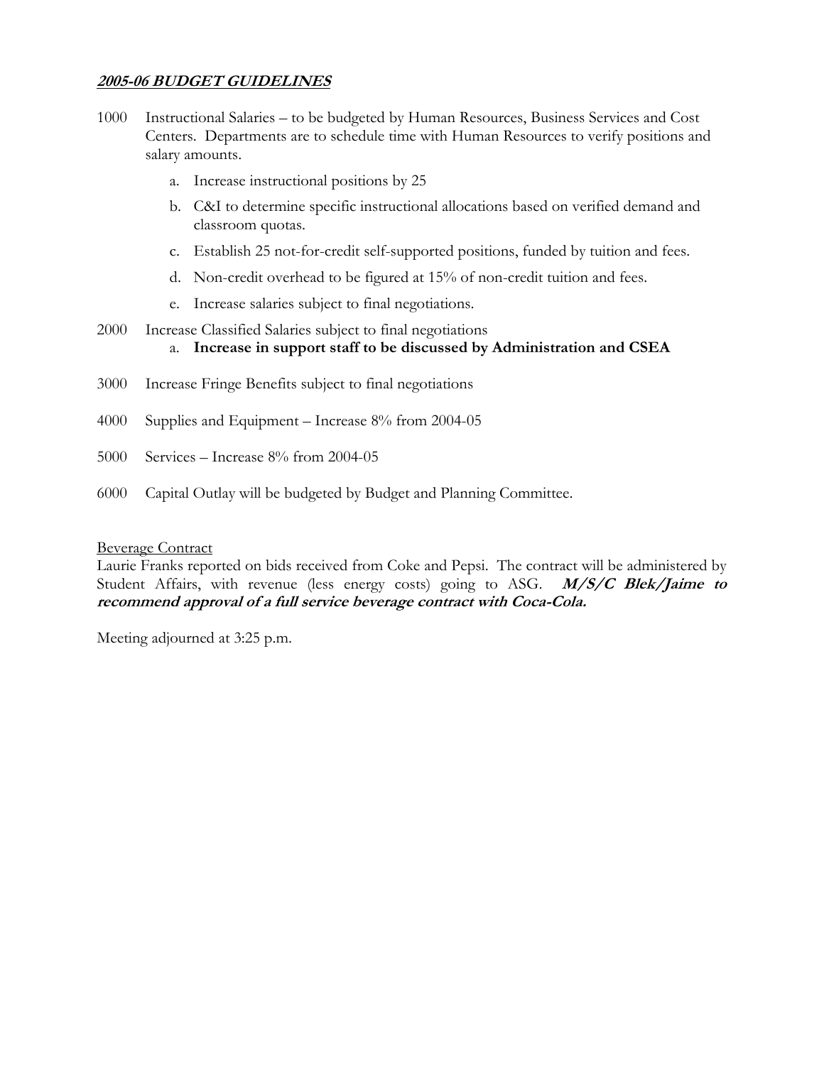***2005-06 BUDGET GUIDELINES***

1000 Instructional Salaries – to be budgeted by Human Resources, Business Services and Cost Centers. Departments are to schedule time with Human Resources to verify positions and salary amounts.

   a. Increase instructional positions by 25
   b. C&I to determine specific instructional allocations based on verified demand and classroom quotas.
   c. Establish 25 not-for-credit self-supported positions, funded by tuition and fees.
   d. Non-credit overhead to be figured at 15% of non-credit tuition and fees.
   e. Increase salaries subject to final negotiations.

2000 Increase Classified Salaries subject to final negotiations

   a. **Increase in support staff to be discussed by Administration and CSEA**

3000 Increase Fringe Benefits subject to final negotiations

4000 Supplies and Equipment – Increase 8% from 2004-05

5000 Services – Increase 8% from 2004-05

6000 Capital Outlay will be budgeted by Budget and Planning Committee.

Beverage Contract

Laurie Franks reported on bids received from Coke and Pepsi. The contract will be administered by Student Affairs, with revenue (less energy costs) going to ASG. ***M/S/C Blek/Jaime to recommend approval of a full service beverage contract with Coca-Cola.***

Meeting adjourned at 3:25 p.m.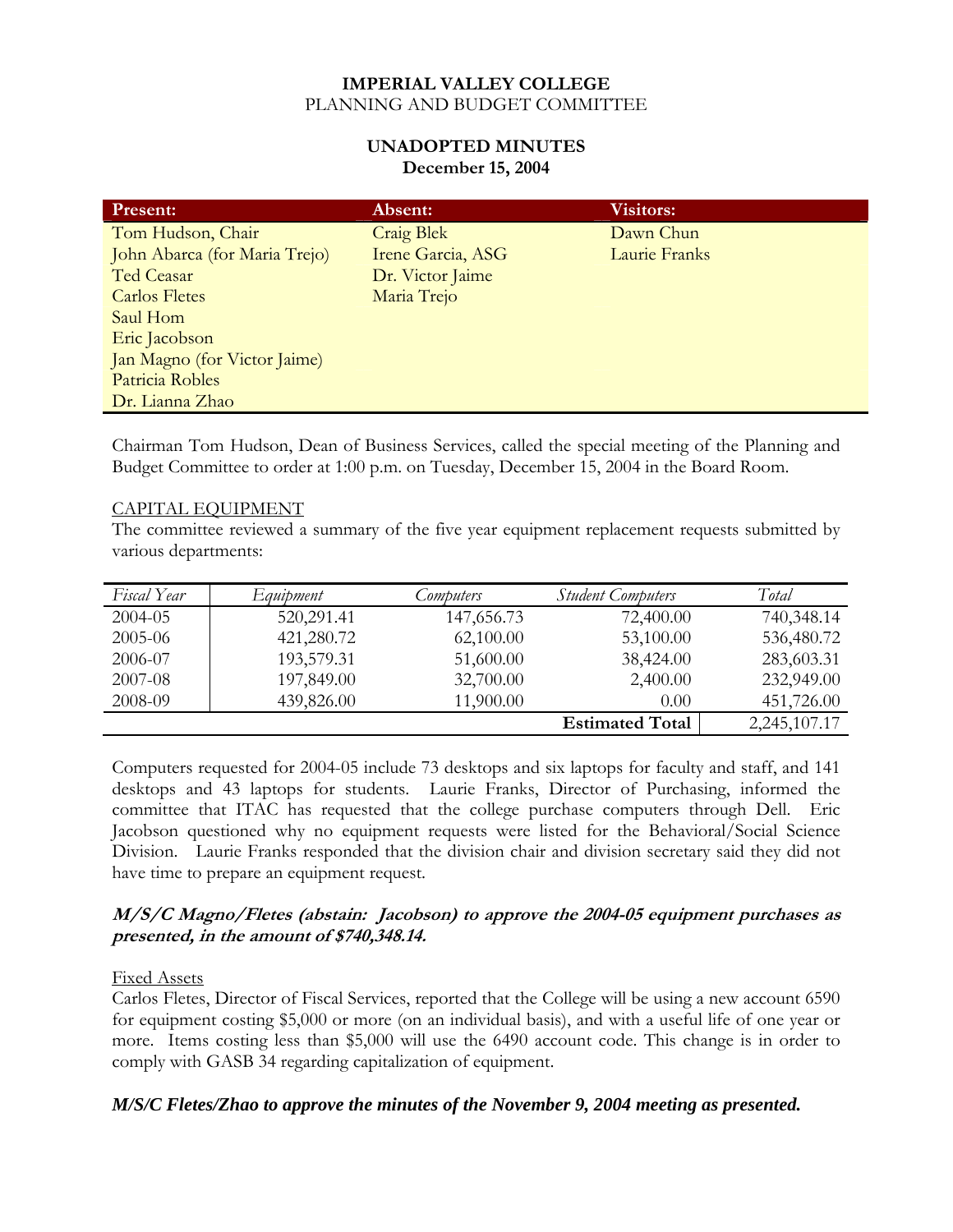**IMPERIAL VALLEY COLLEGE**
PLANNING AND BUDGET COMMITTEE

**UNADOPTED MINUTES**
**December 15, 2004**

| Present: | Absent: | Visitors: |
|---|---|---|
| Tom Hudson, Chair | Craig Blek | Dawn Chun |
| John Abarca (for Maria Trejo) | Irene Garcia, ASG | Laurie Franks |
| Ted Ceasar | Dr. Victor Jaime | |
| Carlos Fletes | Maria Trejo | |
| Saul Hom | | |
| Eric Jacobson | | |
| Jan Magno (for Victor Jaime) | | |
| Patricia Robles | | |
| Dr. Lianna Zhao | | |

Chairman Tom Hudson, Dean of Business Services, called the special meeting of the Planning and Budget Committee to order at 1:00 p.m. on Tuesday, December 15, 2004 in the Board Room.

CAPITAL EQUIPMENT
The committee reviewed a summary of the five year equipment replacement requests submitted by various departments:

| *Fiscal Year* | *Equipment* | *Computers* | *Student Computers* | *Total* |
|---|---|---|---|---|
| 2004-05 | 520,291.41 | 147,656.73 | 72,400.00 | 740,348.14 |
| 2005-06 | 421,280.72 | 62,100.00 | 53,100.00 | 536,480.72 |
| 2006-07 | 193,579.31 | 51,600.00 | 38,424.00 | 283,603.31 |
| 2007-08 | 197,849.00 | 32,700.00 | 2,400.00 | 232,949.00 |
| 2008-09 | 439,826.00 | 11,900.00 | 0.00 | 451,726.00 |
| | | | **Estimated Total** | 2,245,107.17 |

Computers requested for 2004-05 include 73 desktops and six laptops for faculty and staff, and 141 desktops and 43 laptops for students. Laurie Franks, Director of Purchasing, informed the committee that ITAC has requested that the college purchase computers through Dell. Eric Jacobson questioned why no equipment requests were listed for the Behavioral/Social Science Division. Laurie Franks responded that the division chair and division secretary said they did not have time to prepare an equipment request.

***M/S/C Magno/Fletes (abstain: Jacobson) to approve the 2004-05 equipment purchases as presented, in the amount of $740,348.14.***

Fixed Assets
Carlos Fletes, Director of Fiscal Services, reported that the College will be using a new account 6590 for equipment costing $5,000 or more (on an individual basis), and with a useful life of one year or more. Items costing less than $5,000 will use the 6490 account code. This change is in order to comply with GASB 34 regarding capitalization of equipment.

***M/S/C Fletes/Zhao to approve the minutes of the November 9, 2004 meeting as presented.***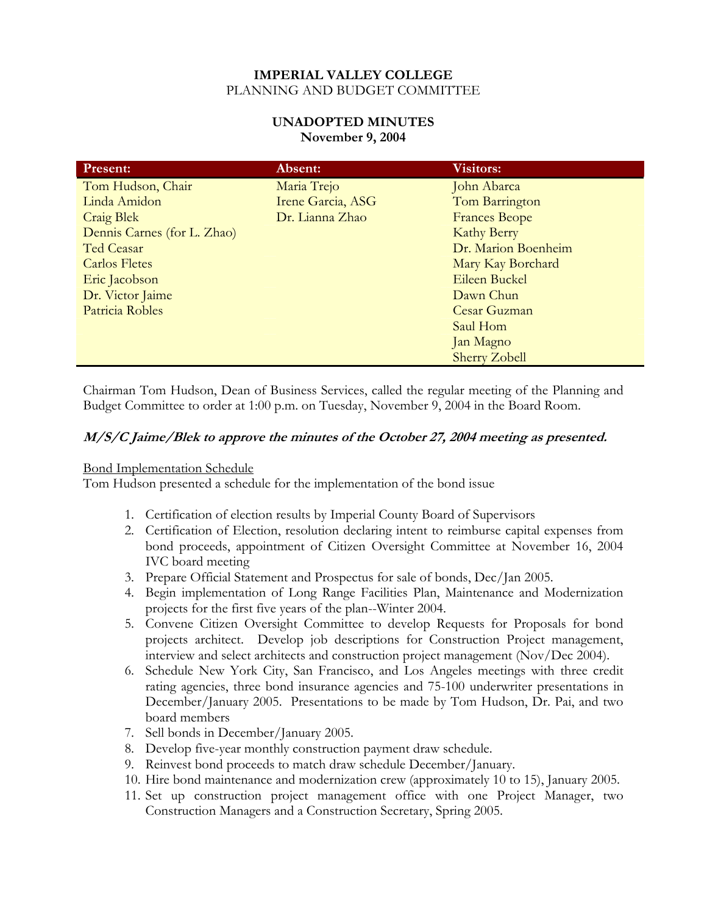**IMPERIAL VALLEY COLLEGE**
PLANNING AND BUDGET COMMITTEE

**UNADOPTED MINUTES**
**November 9, 2004**

| Present: | Absent: | Visitors: |
|---|---|---|
| Tom Hudson, Chair | Maria Trejo | John Abarca |
| Linda Amidon | Irene Garcia, ASG | Tom Barrington |
| Craig Blek | Dr. Lianna Zhao | Frances Beope |
| Dennis Carnes (for L. Zhao) | | Kathy Berry |
| Ted Ceasar | | Dr. Marion Boenheim |
| Carlos Fletes | | Mary Kay Borchard |
| Eric Jacobson | | Eileen Buckel |
| Dr. Victor Jaime | | Dawn Chun |
| Patricia Robles | | Cesar Guzman |
| | | Saul Hom |
| | | Jan Magno |
| | | Sherry Zobell |

Chairman Tom Hudson, Dean of Business Services, called the regular meeting of the Planning and Budget Committee to order at 1:00 p.m. on Tuesday, November 9, 2004 in the Board Room.

***M/S/C Jaime/Blek to approve the minutes of the October 27, 2004 meeting as presented.***

Bond Implementation Schedule

Tom Hudson presented a schedule for the implementation of the bond issue

1. Certification of election results by Imperial County Board of Supervisors
2. Certification of Election, resolution declaring intent to reimburse capital expenses from bond proceeds, appointment of Citizen Oversight Committee at November 16, 2004 IVC board meeting
3. Prepare Official Statement and Prospectus for sale of bonds, Dec/Jan 2005.
4. Begin implementation of Long Range Facilities Plan, Maintenance and Modernization projects for the first five years of the plan--Winter 2004.
5. Convene Citizen Oversight Committee to develop Requests for Proposals for bond projects architect. Develop job descriptions for Construction Project management, interview and select architects and construction project management (Nov/Dec 2004).
6. Schedule New York City, San Francisco, and Los Angeles meetings with three credit rating agencies, three bond insurance agencies and 75-100 underwriter presentations in December/January 2005. Presentations to be made by Tom Hudson, Dr. Pai, and two board members
7. Sell bonds in December/January 2005.
8. Develop five-year monthly construction payment draw schedule.
9. Reinvest bond proceeds to match draw schedule December/January.
10. Hire bond maintenance and modernization crew (approximately 10 to 15), January 2005.
11. Set up construction project management office with one Project Manager, two Construction Managers and a Construction Secretary, Spring 2005.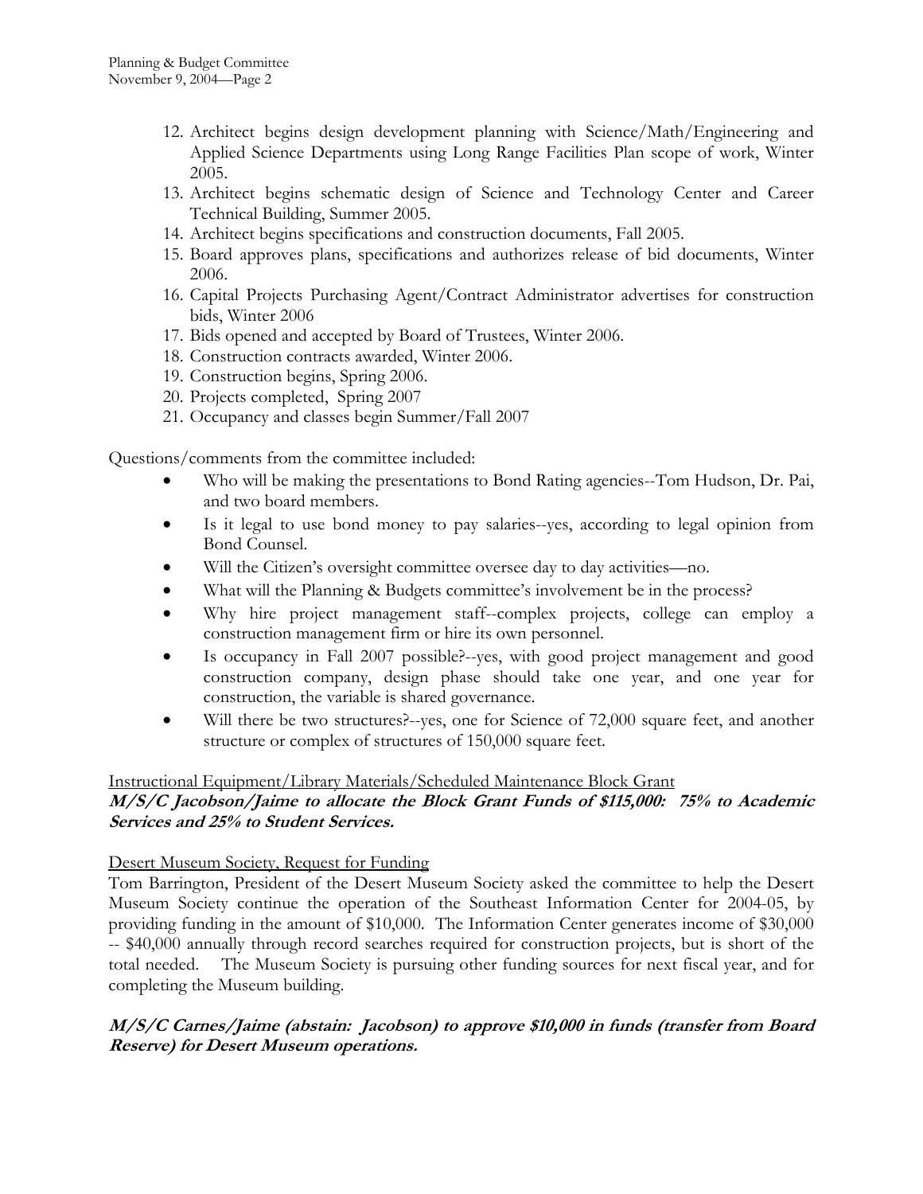12. Architect begins design development planning with Science/Math/Engineering and Applied Science Departments using Long Range Facilities Plan scope of work, Winter 2005.
13. Architect begins schematic design of Science and Technology Center and Career Technical Building, Summer 2005.
14. Architect begins specifications and construction documents, Fall 2005.
15. Board approves plans, specifications and authorizes release of bid documents, Winter 2006.
16. Capital Projects Purchasing Agent/Contract Administrator advertises for construction bids, Winter 2006
17. Bids opened and accepted by Board of Trustees, Winter 2006.
18. Construction contracts awarded, Winter 2006.
19. Construction begins, Spring 2006.
20. Projects completed, Spring 2007
21. Occupancy and classes begin Summer/Fall 2007

Questions/comments from the committee included:

- Who will be making the presentations to Bond Rating agencies--Tom Hudson, Dr. Pai, and two board members.
- Is it legal to use bond money to pay salaries--yes, according to legal opinion from Bond Counsel.
- Will the Citizen's oversight committee oversee day to day activities—no.
- What will the Planning & Budgets committee's involvement be in the process?
- Why hire project management staff--complex projects, college can employ a construction management firm or hire its own personnel.
- Is occupancy in Fall 2007 possible?--yes, with good project management and good construction company, design phase should take one year, and one year for construction, the variable is shared governance.
- Will there be two structures?--yes, one for Science of 72,000 square feet, and another structure or complex of structures of 150,000 square feet.

Instructional Equipment/Library Materials/Scheduled Maintenance Block Grant

***M/S/C Jacobson/Jaime to allocate the Block Grant Funds of $115,000: 75% to Academic Services and 25% to Student Services.***

Desert Museum Society, Request for Funding

Tom Barrington, President of the Desert Museum Society asked the committee to help the Desert Museum Society continue the operation of the Southeast Information Center for 2004-05, by providing funding in the amount of $10,000. The Information Center generates income of $30,000 -- $40,000 annually through record searches required for construction projects, but is short of the total needed. The Museum Society is pursuing other funding sources for next fiscal year, and for completing the Museum building.

***M/S/C Carnes/Jaime (abstain: Jacobson) to approve $10,000 in funds (transfer from Board Reserve) for Desert Museum operations.***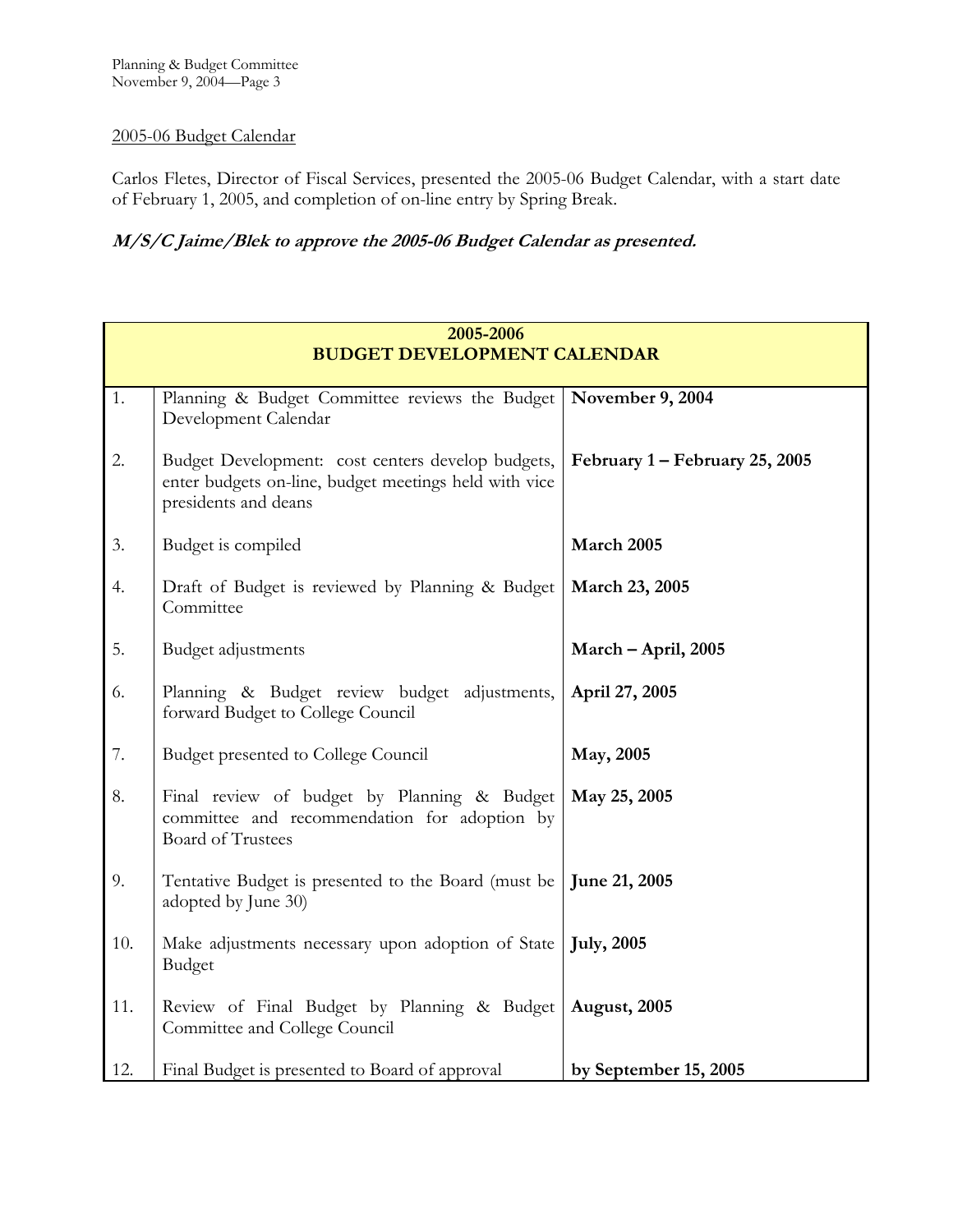2005-06 Budget Calendar

Carlos Fletes, Director of Fiscal Services, presented the 2005-06 Budget Calendar, with a start date of February 1, 2005, and completion of on-line entry by Spring Break.

***M/S/C Jaime/Blek to approve the 2005-06 Budget Calendar as presented.***

| **2005-2006 BUDGET DEVELOPMENT CALENDAR** | | |
|---|---|---|
| 1. | Planning & Budget Committee reviews the Budget Development Calendar | **November 9, 2004** |
| 2. | Budget Development: cost centers develop budgets, enter budgets on-line, budget meetings held with vice presidents and deans | **February 1 – February 25, 2005** |
| 3. | Budget is compiled | **March 2005** |
| 4. | Draft of Budget is reviewed by Planning & Budget Committee | **March 23, 2005** |
| 5. | Budget adjustments | **March – April, 2005** |
| 6. | Planning & Budget review budget adjustments, forward Budget to College Council | **April 27, 2005** |
| 7. | Budget presented to College Council | **May, 2005** |
| 8. | Final review of budget by Planning & Budget committee and recommendation for adoption by Board of Trustees | **May 25, 2005** |
| 9. | Tentative Budget is presented to the Board (must be adopted by June 30) | **June 21, 2005** |
| 10. | Make adjustments necessary upon adoption of State Budget | **July, 2005** |
| 11. | Review of Final Budget by Planning & Budget Committee and College Council | **August, 2005** |
| 12. | Final Budget is presented to Board of approval | **by September 15, 2005** |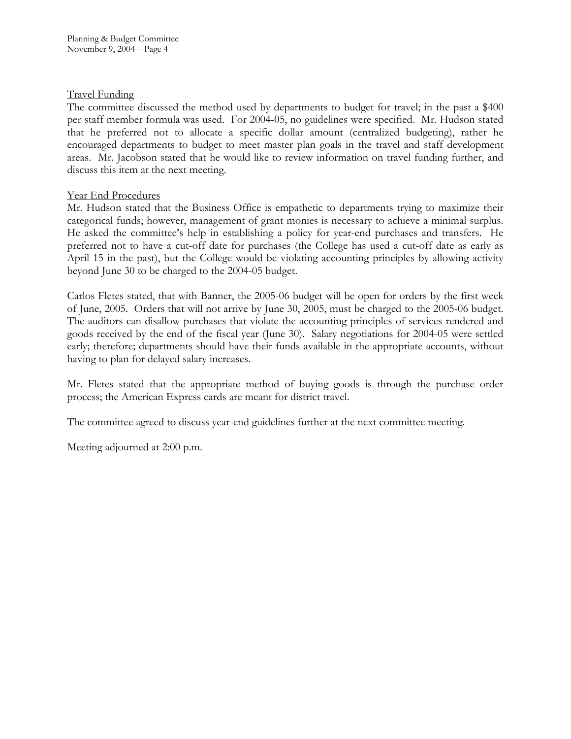<u>Travel Funding</u>

The committee discussed the method used by departments to budget for travel; in the past a $400 per staff member formula was used. For 2004-05, no guidelines were specified. Mr. Hudson stated that he preferred not to allocate a specific dollar amount (centralized budgeting), rather he encouraged departments to budget to meet master plan goals in the travel and staff development areas. Mr. Jacobson stated that he would like to review information on travel funding further, and discuss this item at the next meeting.

<u>Year End Procedures</u>

Mr. Hudson stated that the Business Office is empathetic to departments trying to maximize their categorical funds; however, management of grant monies is necessary to achieve a minimal surplus. He asked the committee's help in establishing a policy for year-end purchases and transfers. He preferred not to have a cut-off date for purchases (the College has used a cut-off date as early as April 15 in the past), but the College would be violating accounting principles by allowing activity beyond June 30 to be charged to the 2004-05 budget.

Carlos Fletes stated, that with Banner, the 2005-06 budget will be open for orders by the first week of June, 2005. Orders that will not arrive by June 30, 2005, must be charged to the 2005-06 budget. The auditors can disallow purchases that violate the accounting principles of services rendered and goods received by the end of the fiscal year (June 30). Salary negotiations for 2004-05 were settled early; therefore; departments should have their funds available in the appropriate accounts, without having to plan for delayed salary increases.

Mr. Fletes stated that the appropriate method of buying goods is through the purchase order process; the American Express cards are meant for district travel.

The committee agreed to discuss year-end guidelines further at the next committee meeting.

Meeting adjourned at 2:00 p.m.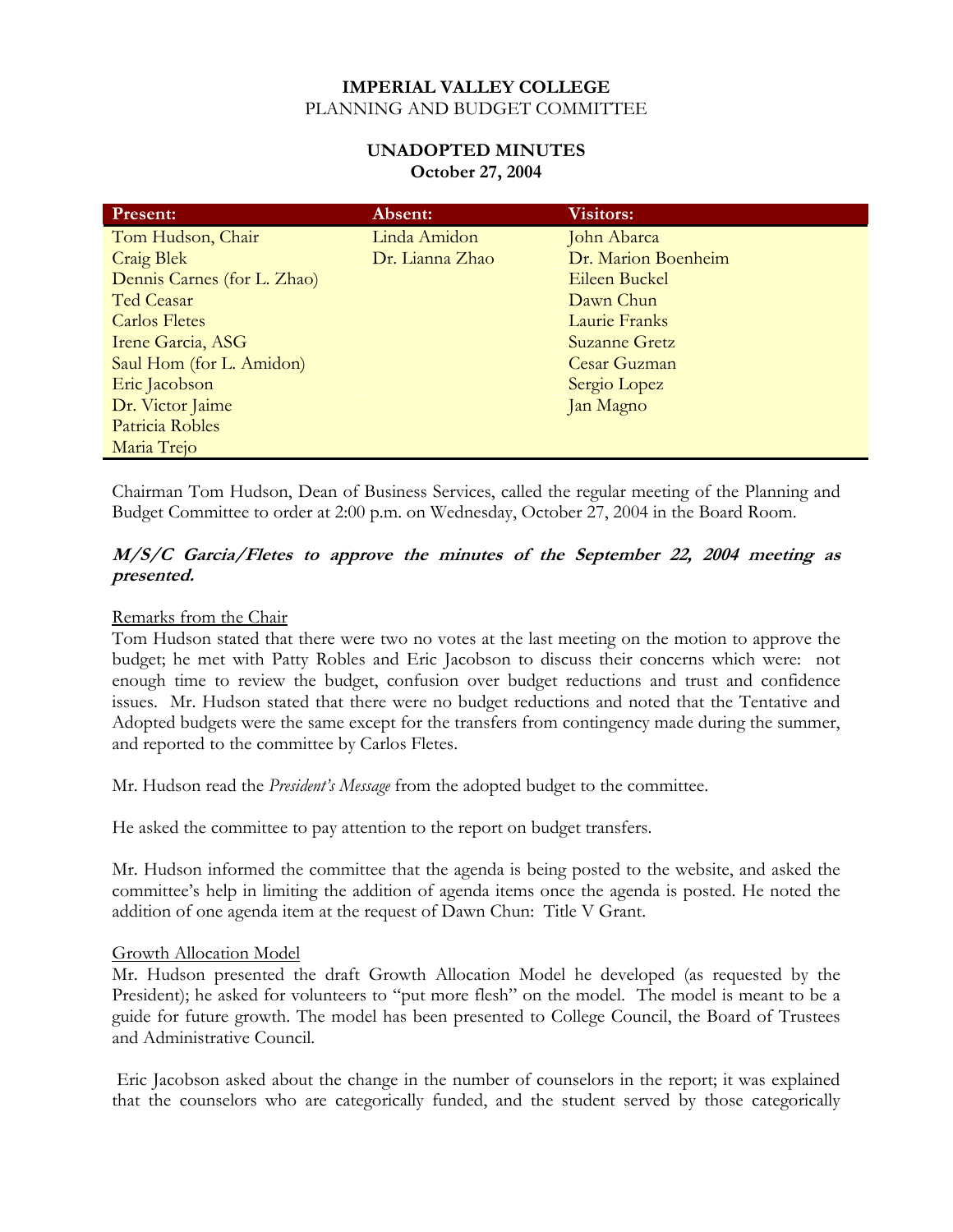**IMPERIAL VALLEY COLLEGE**
PLANNING AND BUDGET COMMITTEE

**UNADOPTED MINUTES**
**October 27, 2004**

| Present: | Absent: | Visitors: |
|---|---|---|
| Tom Hudson, Chair | Linda Amidon | John Abarca |
| Craig Blek | Dr. Lianna Zhao | Dr. Marion Boenheim |
| Dennis Carnes (for L. Zhao) | | Eileen Buckel |
| Ted Ceasar | | Dawn Chun |
| Carlos Fletes | | Laurie Franks |
| Irene Garcia, ASG | | Suzanne Gretz |
| Saul Hom (for L. Amidon) | | Cesar Guzman |
| Eric Jacobson | | Sergio Lopez |
| Dr. Victor Jaime | | Jan Magno |
| Patricia Robles | | |
| Maria Trejo | | |

Chairman Tom Hudson, Dean of Business Services, called the regular meeting of the Planning and Budget Committee to order at 2:00 p.m. on Wednesday, October 27, 2004 in the Board Room.

***M/S/C Garcia/Fletes to approve the minutes of the September 22, 2004 meeting as presented.***

Remarks from the Chair

Tom Hudson stated that there were two no votes at the last meeting on the motion to approve the budget; he met with Patty Robles and Eric Jacobson to discuss their concerns which were: not enough time to review the budget, confusion over budget reductions and trust and confidence issues. Mr. Hudson stated that there were no budget reductions and noted that the Tentative and Adopted budgets were the same except for the transfers from contingency made during the summer, and reported to the committee by Carlos Fletes.

Mr. Hudson read the *President's Message* from the adopted budget to the committee.

He asked the committee to pay attention to the report on budget transfers.

Mr. Hudson informed the committee that the agenda is being posted to the website, and asked the committee's help in limiting the addition of agenda items once the agenda is posted. He noted the addition of one agenda item at the request of Dawn Chun: Title V Grant.

Growth Allocation Model

Mr. Hudson presented the draft Growth Allocation Model he developed (as requested by the President); he asked for volunteers to "put more flesh" on the model. The model is meant to be a guide for future growth. The model has been presented to College Council, the Board of Trustees and Administrative Council.

Eric Jacobson asked about the change in the number of counselors in the report; it was explained that the counselors who are categorically funded, and the student served by those categorically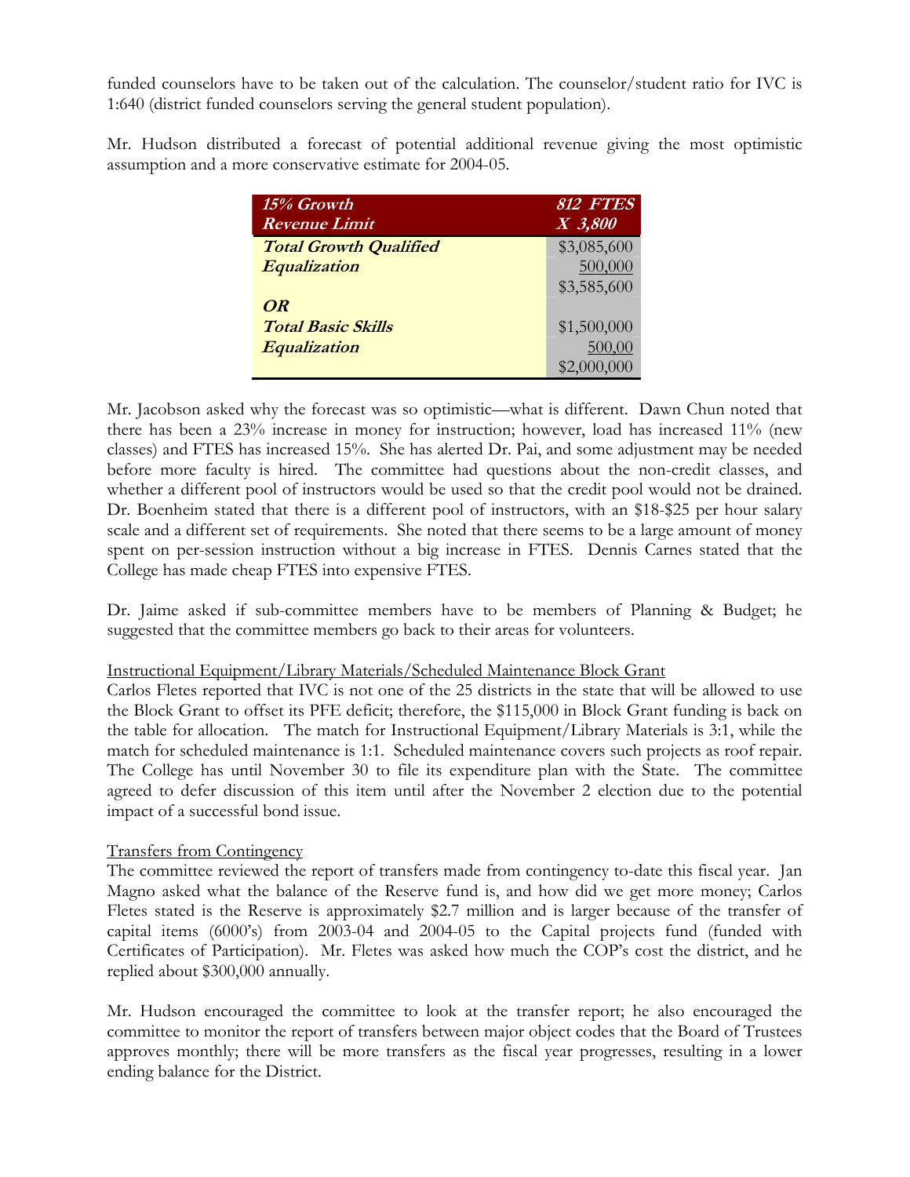funded counselors have to be taken out of the calculation. The counselor/student ratio for IVC is 1:640 (district funded counselors serving the general student population).

Mr. Hudson distributed a forecast of potential additional revenue giving the most optimistic assumption and a more conservative estimate for 2004-05.

| ***15% Growth*** | ***812 FTES*** |
|---|---|
| ***Revenue Limit*** | ***X 3,800*** |
| ***Total Growth Qualified*** | $3,085,600 |
| ***Equalization*** | 500,000 |
| | $3,585,600 |
| ***OR*** | |
| ***Total Basic Skills*** | $1,500,000 |
| ***Equalization*** | 500,00 |
| | $2,000,000 |

Mr. Jacobson asked why the forecast was so optimistic—what is different. Dawn Chun noted that there has been a 23% increase in money for instruction; however, load has increased 11% (new classes) and FTES has increased 15%. She has alerted Dr. Pai, and some adjustment may be needed before more faculty is hired. The committee had questions about the non-credit classes, and whether a different pool of instructors would be used so that the credit pool would not be drained. Dr. Boenheim stated that there is a different pool of instructors, with an $18-$25 per hour salary scale and a different set of requirements. She noted that there seems to be a large amount of money spent on per-session instruction without a big increase in FTES. Dennis Carnes stated that the College has made cheap FTES into expensive FTES.

Dr. Jaime asked if sub-committee members have to be members of Planning & Budget; he suggested that the committee members go back to their areas for volunteers.

Instructional Equipment/Library Materials/Scheduled Maintenance Block Grant

Carlos Fletes reported that IVC is not one of the 25 districts in the state that will be allowed to use the Block Grant to offset its PFE deficit; therefore, the $115,000 in Block Grant funding is back on the table for allocation. The match for Instructional Equipment/Library Materials is 3:1, while the match for scheduled maintenance is 1:1. Scheduled maintenance covers such projects as roof repair. The College has until November 30 to file its expenditure plan with the State. The committee agreed to defer discussion of this item until after the November 2 election due to the potential impact of a successful bond issue.

Transfers from Contingency

The committee reviewed the report of transfers made from contingency to-date this fiscal year. Jan Magno asked what the balance of the Reserve fund is, and how did we get more money; Carlos Fletes stated is the Reserve is approximately $2.7 million and is larger because of the transfer of capital items (6000's) from 2003-04 and 2004-05 to the Capital projects fund (funded with Certificates of Participation). Mr. Fletes was asked how much the COP's cost the district, and he replied about $300,000 annually.

Mr. Hudson encouraged the committee to look at the transfer report; he also encouraged the committee to monitor the report of transfers between major object codes that the Board of Trustees approves monthly; there will be more transfers as the fiscal year progresses, resulting in a lower ending balance for the District.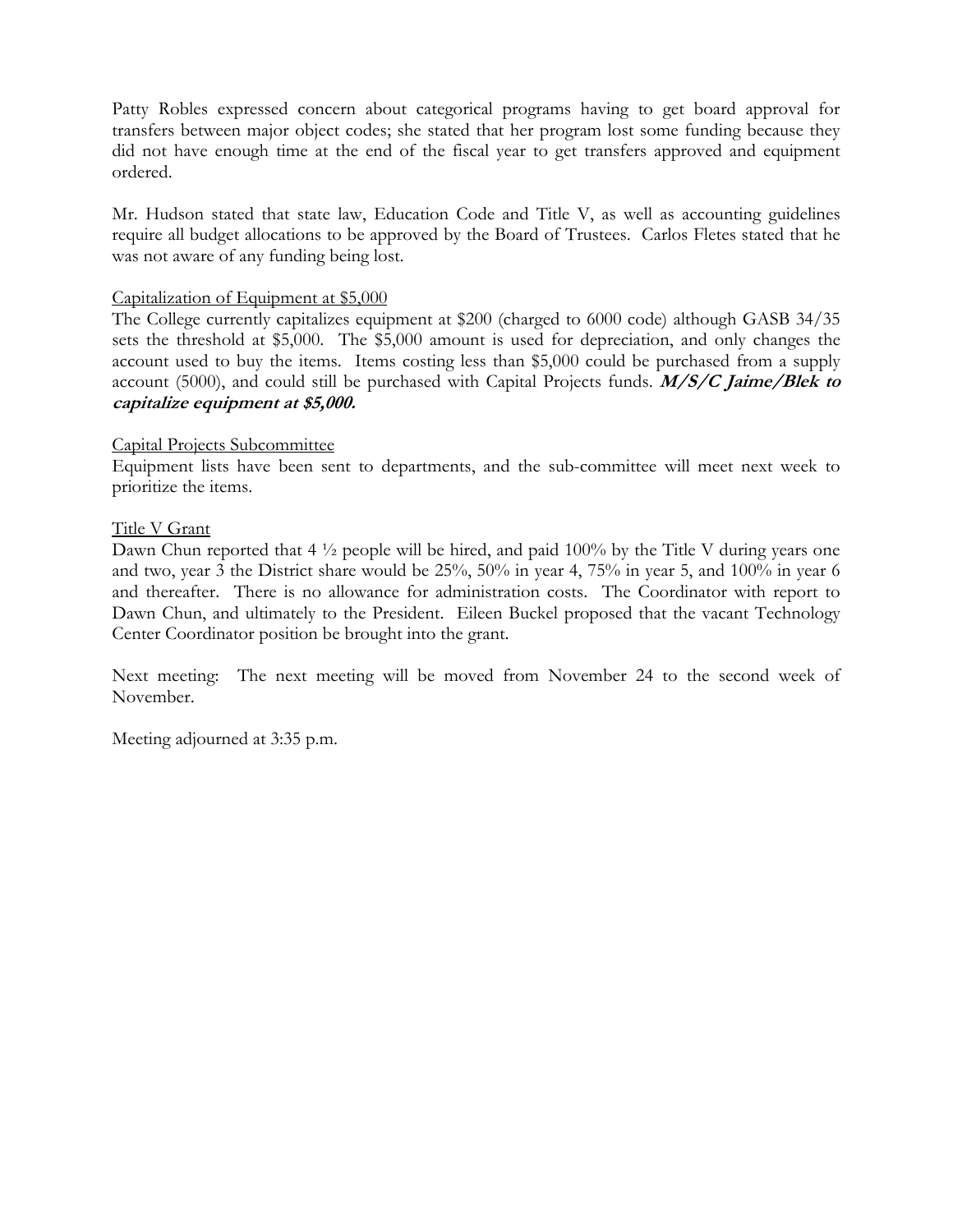Patty Robles expressed concern about categorical programs having to get board approval for transfers between major object codes; she stated that her program lost some funding because they did not have enough time at the end of the fiscal year to get transfers approved and equipment ordered.

Mr. Hudson stated that state law, Education Code and Title V, as well as accounting guidelines require all budget allocations to be approved by the Board of Trustees. Carlos Fletes stated that he was not aware of any funding being lost.

<u>Capitalization of Equipment at $5,000</u>

The College currently capitalizes equipment at $200 (charged to 6000 code) although GASB 34/35 sets the threshold at $5,000. The $5,000 amount is used for depreciation, and only changes the account used to buy the items. Items costing less than $5,000 could be purchased from a supply account (5000), and could still be purchased with Capital Projects funds. ***M/S/C Jaime/Blek to capitalize equipment at $5,000.***

<u>Capital Projects Subcommittee</u>

Equipment lists have been sent to departments, and the sub-committee will meet next week to prioritize the items.

<u>Title V Grant</u>

Dawn Chun reported that 4 ½ people will be hired, and paid 100% by the Title V during years one and two, year 3 the District share would be 25%, 50% in year 4, 75% in year 5, and 100% in year 6 and thereafter. There is no allowance for administration costs. The Coordinator with report to Dawn Chun, and ultimately to the President. Eileen Buckel proposed that the vacant Technology Center Coordinator position be brought into the grant.

Next meeting: The next meeting will be moved from November 24 to the second week of November.

Meeting adjourned at 3:35 p.m.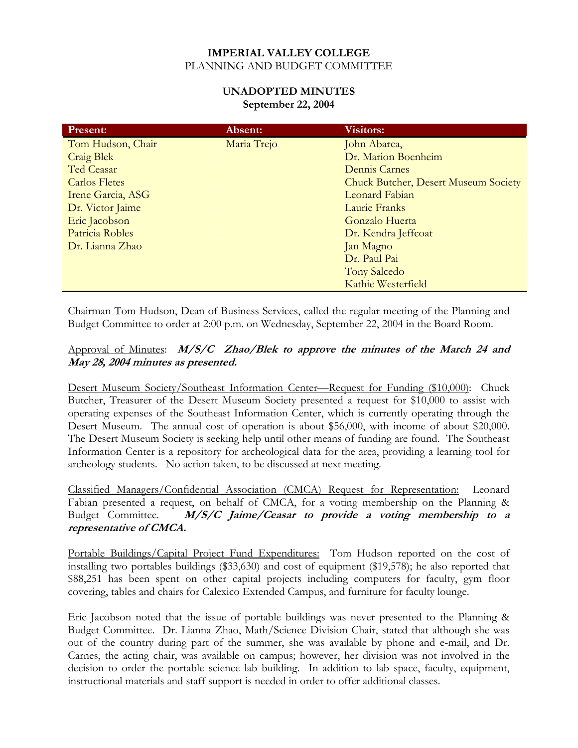**IMPERIAL VALLEY COLLEGE**
PLANNING AND BUDGET COMMITTEE

**UNADOPTED MINUTES**
**September 22, 2004**

| Present: | Absent: | Visitors: |
|---|---|---|
| Tom Hudson, Chair | Maria Trejo | John Abarca, |
| Craig Blek | | Dr. Marion Boenheim |
| Ted Ceasar | | Dennis Carnes |
| Carlos Fletes | | Chuck Butcher, Desert Museum Society |
| Irene Garcia, ASG | | Leonard Fabian |
| Dr. Victor Jaime | | Laurie Franks |
| Eric Jacobson | | Gonzalo Huerta |
| Patricia Robles | | Dr. Kendra Jeffcoat |
| Dr. Lianna Zhao | | Jan Magno |
| | | Dr. Paul Pai |
| | | Tony Salcedo |
| | | Kathie Westerfield |

Chairman Tom Hudson, Dean of Business Services, called the regular meeting of the Planning and Budget Committee to order at 2:00 p.m. on Wednesday, September 22, 2004 in the Board Room.

Approval of Minutes: ***M/S/C Zhao/Blek to approve the minutes of the March 24 and May 28, 2004 minutes as presented.***

Desert Museum Society/Southeast Information Center—Request for Funding ($10,000): Chuck Butcher, Treasurer of the Desert Museum Society presented a request for $10,000 to assist with operating expenses of the Southeast Information Center, which is currently operating through the Desert Museum. The annual cost of operation is about $56,000, with income of about $20,000. The Desert Museum Society is seeking help until other means of funding are found. The Southeast Information Center is a repository for archeological data for the area, providing a learning tool for archeology students. No action taken, to be discussed at next meeting.

Classified Managers/Confidential Association (CMCA) Request for Representation: Leonard Fabian presented a request, on behalf of CMCA, for a voting membership on the Planning & Budget Committee. ***M/S/C Jaime/Ceasar to provide a voting membership to a representative of CMCA.***

Portable Buildings/Capital Project Fund Expenditures: Tom Hudson reported on the cost of installing two portables buildings ($33,630) and cost of equipment ($19,578); he also reported that $88,251 has been spent on other capital projects including computers for faculty, gym floor covering, tables and chairs for Calexico Extended Campus, and furniture for faculty lounge.

Eric Jacobson noted that the issue of portable buildings was never presented to the Planning & Budget Committee. Dr. Lianna Zhao, Math/Science Division Chair, stated that although she was out of the country during part of the summer, she was available by phone and e-mail, and Dr. Carnes, the acting chair, was available on campus; however, her division was not involved in the decision to order the portable science lab building. In addition to lab space, faculty, equipment, instructional materials and staff support is needed in order to offer additional classes.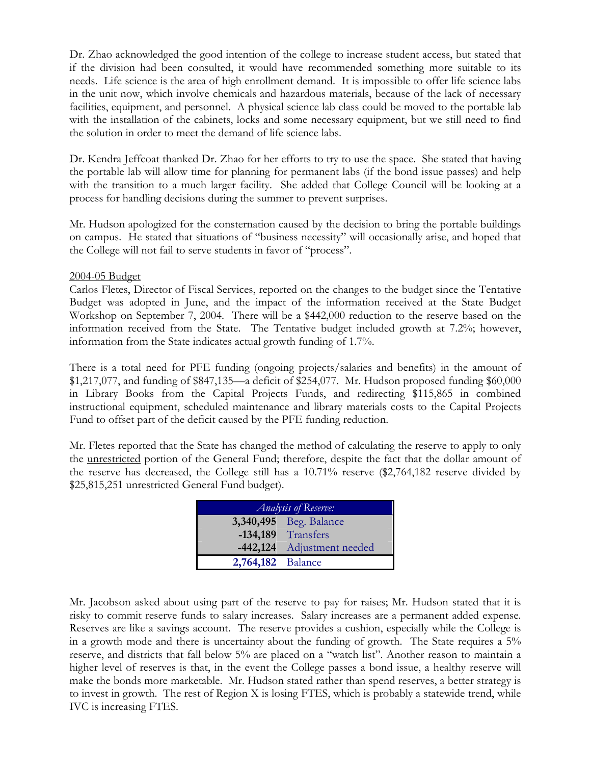Dr. Zhao acknowledged the good intention of the college to increase student access, but stated that if the division had been consulted, it would have recommended something more suitable to its needs. Life science is the area of high enrollment demand. It is impossible to offer life science labs in the unit now, which involve chemicals and hazardous materials, because of the lack of necessary facilities, equipment, and personnel. A physical science lab class could be moved to the portable lab with the installation of the cabinets, locks and some necessary equipment, but we still need to find the solution in order to meet the demand of life science labs.

Dr. Kendra Jeffcoat thanked Dr. Zhao for her efforts to try to use the space. She stated that having the portable lab will allow time for planning for permanent labs (if the bond issue passes) and help with the transition to a much larger facility. She added that College Council will be looking at a process for handling decisions during the summer to prevent surprises.

Mr. Hudson apologized for the consternation caused by the decision to bring the portable buildings on campus. He stated that situations of "business necessity" will occasionally arise, and hoped that the College will not fail to serve students in favor of "process".

<u>2004-05 Budget</u>

Carlos Fletes, Director of Fiscal Services, reported on the changes to the budget since the Tentative Budget was adopted in June, and the impact of the information received at the State Budget Workshop on September 7, 2004. There will be a $442,000 reduction to the reserve based on the information received from the State. The Tentative budget included growth at 7.2%; however, information from the State indicates actual growth funding of 1.7%.

There is a total need for PFE funding (ongoing projects/salaries and benefits) in the amount of $1,217,077, and funding of $847,135—a deficit of $254,077. Mr. Hudson proposed funding $60,000 in Library Books from the Capital Projects Funds, and redirecting $115,865 in combined instructional equipment, scheduled maintenance and library materials costs to the Capital Projects Fund to offset part of the deficit caused by the PFE funding reduction.

Mr. Fletes reported that the State has changed the method of calculating the reserve to apply to only the <u>unrestricted</u> portion of the General Fund; therefore, despite the fact that the dollar amount of the reserve has decreased, the College still has a 10.71% reserve ($2,764,182 reserve divided by $25,815,251 unrestricted General Fund budget).

| *Analysis of Reserve:* | |
|---|---|
| **3,340,495** | Beg. Balance |
| **-134,189** | Transfers |
| **-442,124** | Adjustment needed |
| **2,764,182** | Balance |

Mr. Jacobson asked about using part of the reserve to pay for raises; Mr. Hudson stated that it is risky to commit reserve funds to salary increases. Salary increases are a permanent added expense. Reserves are like a savings account. The reserve provides a cushion, especially while the College is in a growth mode and there is uncertainty about the funding of growth. The State requires a 5% reserve, and districts that fall below 5% are placed on a "watch list". Another reason to maintain a higher level of reserves is that, in the event the College passes a bond issue, a healthy reserve will make the bonds more marketable. Mr. Hudson stated rather than spend reserves, a better strategy is to invest in growth. The rest of Region X is losing FTES, which is probably a statewide trend, while IVC is increasing FTES.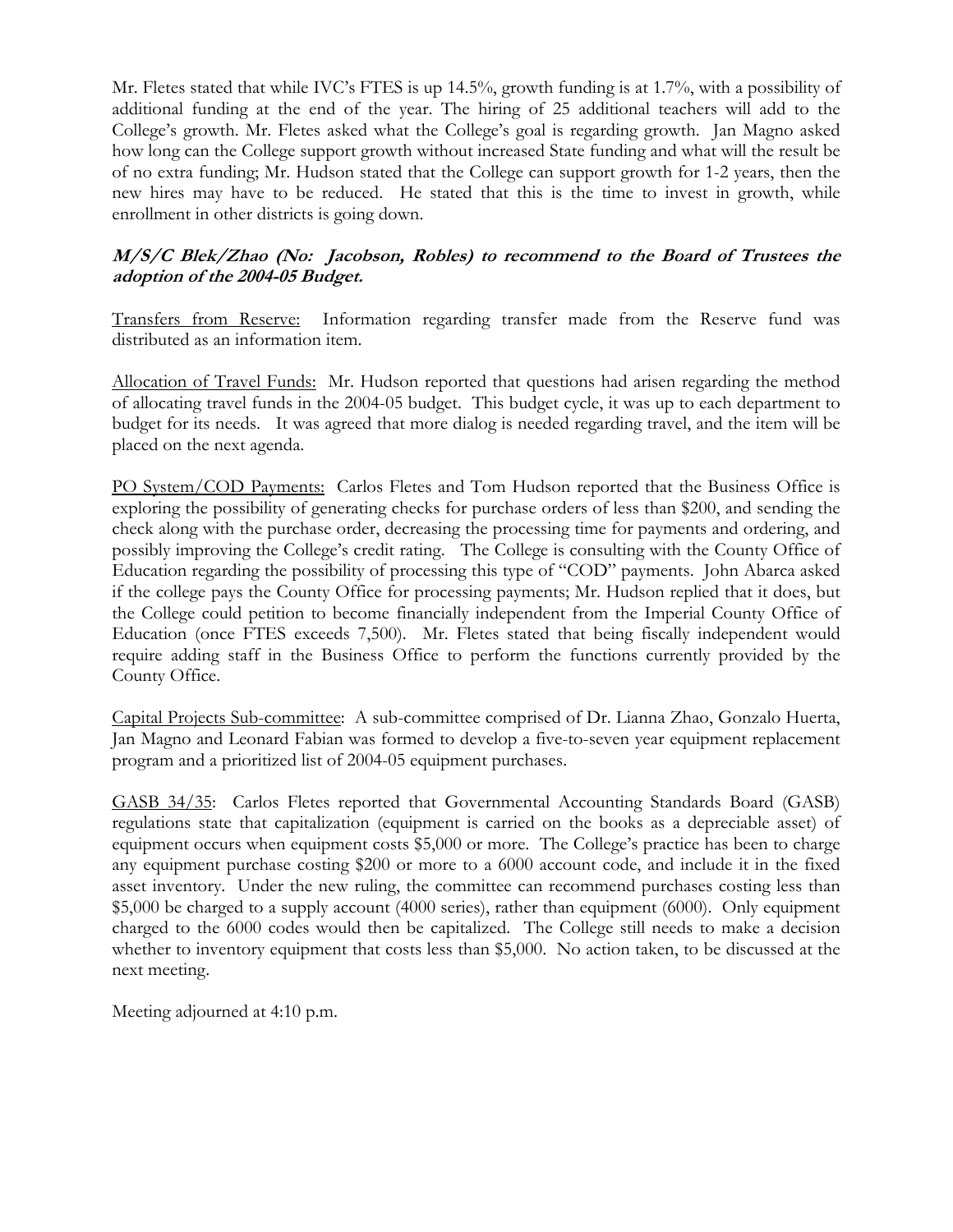Mr. Fletes stated that while IVC's FTES is up 14.5%, growth funding is at 1.7%, with a possibility of additional funding at the end of the year. The hiring of 25 additional teachers will add to the College's growth. Mr. Fletes asked what the College's goal is regarding growth. Jan Magno asked how long can the College support growth without increased State funding and what will the result be of no extra funding; Mr. Hudson stated that the College can support growth for 1-2 years, then the new hires may have to be reduced. He stated that this is the time to invest in growth, while enrollment in other districts is going down.

***M/S/C Blek/Zhao (No: Jacobson, Robles) to recommend to the Board of Trustees the adoption of the 2004-05 Budget.***

<u>Transfers from Reserve:</u> Information regarding transfer made from the Reserve fund was distributed as an information item.

<u>Allocation of Travel Funds:</u> Mr. Hudson reported that questions had arisen regarding the method of allocating travel funds in the 2004-05 budget. This budget cycle, it was up to each department to budget for its needs. It was agreed that more dialog is needed regarding travel, and the item will be placed on the next agenda.

<u>PO System/COD Payments:</u> Carlos Fletes and Tom Hudson reported that the Business Office is exploring the possibility of generating checks for purchase orders of less than $200, and sending the check along with the purchase order, decreasing the processing time for payments and ordering, and possibly improving the College's credit rating. The College is consulting with the County Office of Education regarding the possibility of processing this type of "COD" payments. John Abarca asked if the college pays the County Office for processing payments; Mr. Hudson replied that it does, but the College could petition to become financially independent from the Imperial County Office of Education (once FTES exceeds 7,500). Mr. Fletes stated that being fiscally independent would require adding staff in the Business Office to perform the functions currently provided by the County Office.

<u>Capital Projects Sub-committee</u>: A sub-committee comprised of Dr. Lianna Zhao, Gonzalo Huerta, Jan Magno and Leonard Fabian was formed to develop a five-to-seven year equipment replacement program and a prioritized list of 2004-05 equipment purchases.

<u>GASB 34/35</u>: Carlos Fletes reported that Governmental Accounting Standards Board (GASB) regulations state that capitalization (equipment is carried on the books as a depreciable asset) of equipment occurs when equipment costs $5,000 or more. The College's practice has been to charge any equipment purchase costing $200 or more to a 6000 account code, and include it in the fixed asset inventory. Under the new ruling, the committee can recommend purchases costing less than $5,000 be charged to a supply account (4000 series), rather than equipment (6000). Only equipment charged to the 6000 codes would then be capitalized. The College still needs to make a decision whether to inventory equipment that costs less than $5,000. No action taken, to be discussed at the next meeting.

Meeting adjourned at 4:10 p.m.